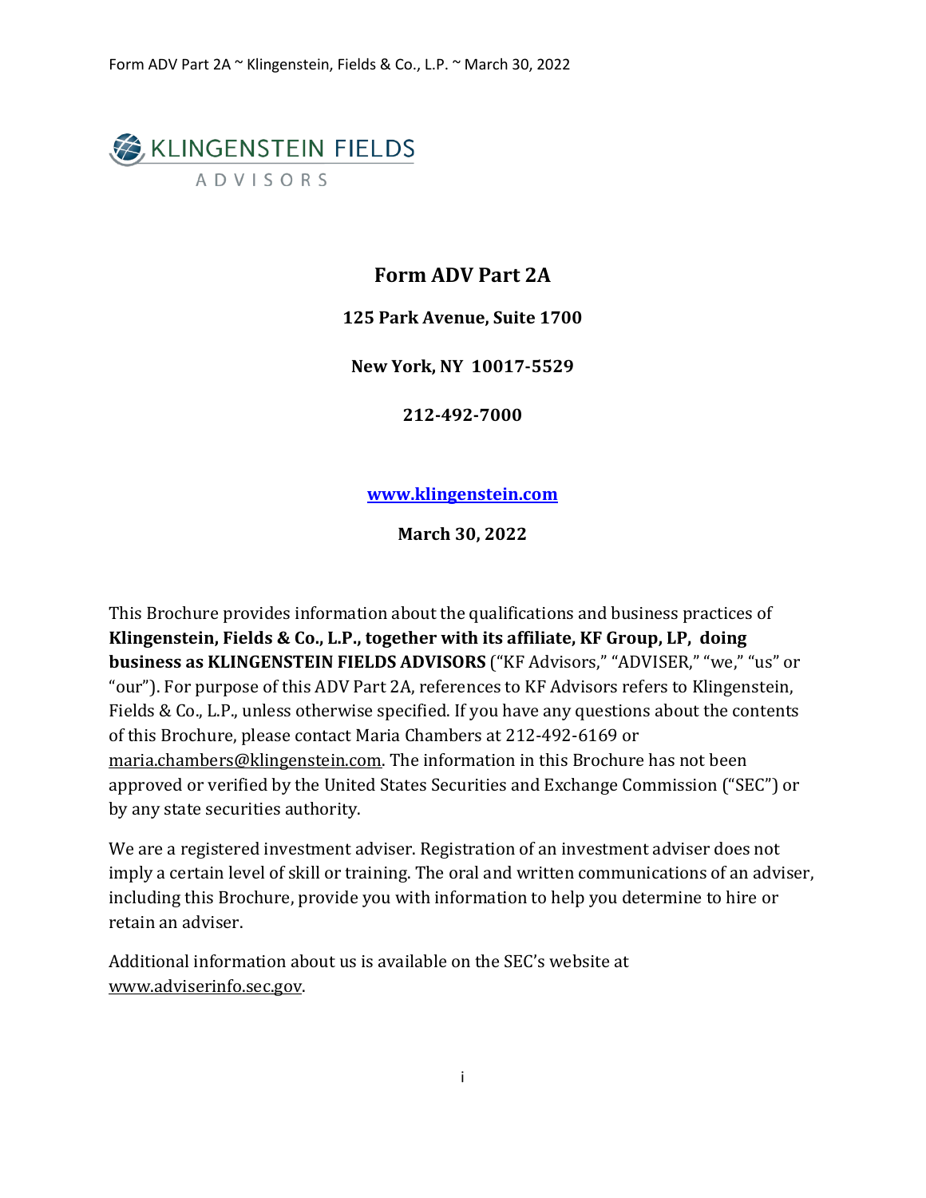KLINGENSTEIN FIELDS

ADVISORS

# Form ADV Part 2A

**125 Park Avenue, Suite 1700**

**New York, NY 10017-5529**

**212-492-7000**

**[www.klingenstein.com](http://www.klingenstein.com)**

**March 30, 2022**

This Brochure provides information about the qualifications and business practices of **Klingenstein, Fields & Co., L.P., together with its affiliate, KF Group, LP, doing business as KLINGENSTEIN FIELDS ADVISORS** ("KF Advisors," "ADVISER," "we," "us" or "our"). For purpose of this ADV Part 2A, references to KF Advisors refers to Klingenstein, Fields & Co., L.P., unless otherwise specified. If you have any questions about the contents of this Brochure, please contact Maria Chambers at 212-492-6169 or maria.chambers@klingenstein.com. The information in this Brochure has not been approved or verified by the United States Securities and Exchange Commission ("SEC") or by any state securities authority.

We are a registered investment adviser. Registration of an investment adviser does not imply a certain level of skill or training. The oral and written communications of an adviser, including this Brochure, provide you with information to help you determine to hire or retain an adviser.

Additional information about us is available on the SEC's website at www.adviserinfo.sec.gov.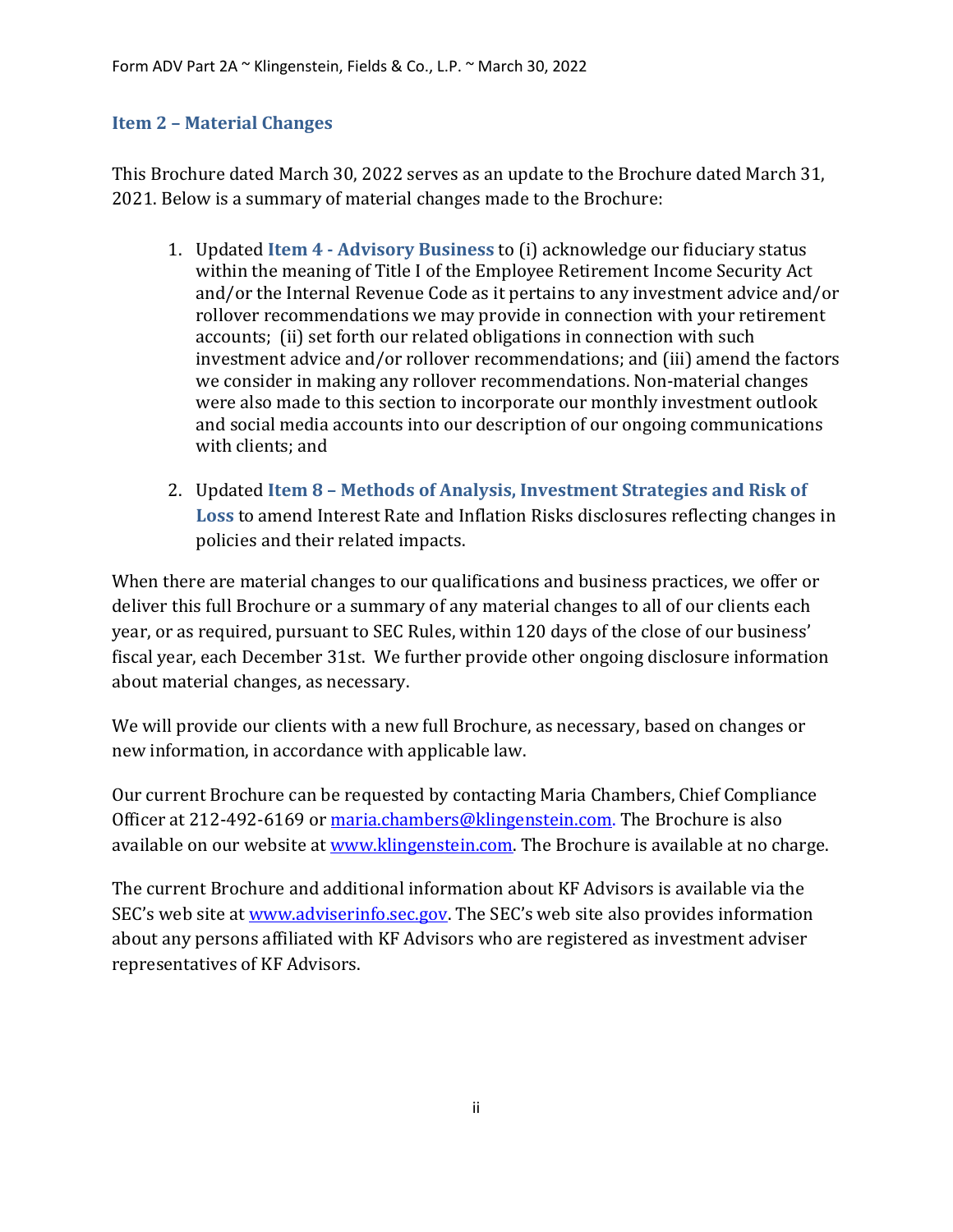## Item 2 – Material Changes

This Brochure dated March 30, 2022 serves as an update to the Brochure dated March 31, 2021. Below is a summary of material changes made to the Brochure:

1. Updated **Item 4 - Advisory Business** to (i) acknowledge our fiduciary status within the meaning of Title I of the Employee Retirement Income Security Act and/or the Internal Revenue Code as it pertains to any investment advice and/or rollover recommendations we may provide in connection with your retirement accounts; (ii) set forth our related obligations in connection with such investment advice and/or rollover recommendations; and (iii) amend the factors we consider in making any rollover recommendations. Non-material changes were also made to this section to incorporate our monthly investment outlook and social media accounts into our description of our ongoing communications with clients; and

2. Updated **Item 8 – Methods of Analysis, Investment Strategies and Risk of Loss** to amend Interest Rate and Inflation Risks disclosures reflecting changes in policies and their related impacts.

When there are material changes to our qualifications and business practices, we offer or deliver this full Brochure or a summary of any material changes to all of our clients each year, or as required, pursuant to SEC Rules, within 120 days of the close of our business' fiscal year, each December 31st. We further provide other ongoing disclosure information about material changes, as necessary.

We will provide our clients with a new full Brochure, as necessary, based on changes or new information, in accordance with applicable law.

Our current Brochure can be requested by contacting Maria Chambers, Chief Compliance Officer at 212-492-6169 or maria.chambers@klingenstein.com. The Brochure is also available on our website at www.klingenstein.com. The Brochure is available at no charge.

The current Brochure and additional information about KF Advisors is available via the SEC's web site at www.adviserinfo.sec.gov. The SEC's web site also provides information about any persons affiliated with KF Advisors who are registered as investment adviser representatives of KF Advisors.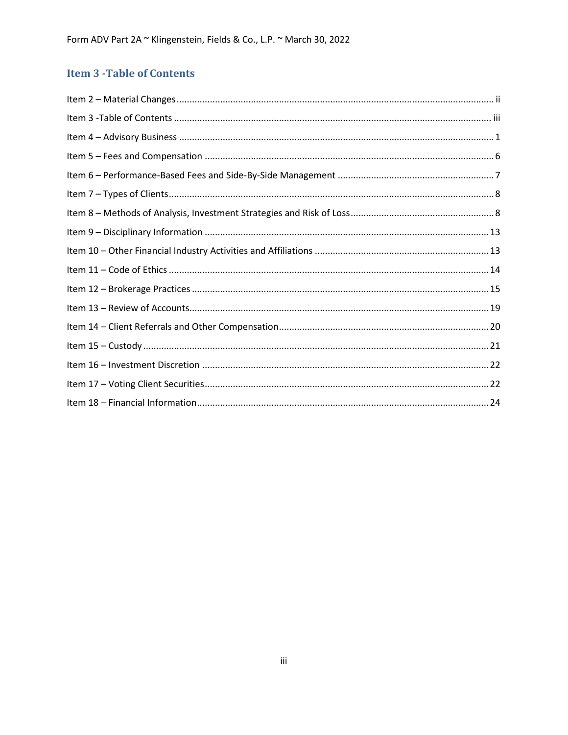## Item 3 -Table of Contents

Item 2 – Material Changes ........ ii

Item 3 -Table of Contents ........ iii

Item 4 – Advisory Business ........ 1

Item 5 – Fees and Compensation ........ 6

Item 6 – Performance-Based Fees and Side-By-Side Management ........ 7

Item 7 – Types of Clients ........ 8

Item 8 – Methods of Analysis, Investment Strategies and Risk of Loss ........ 8

Item 9 – Disciplinary Information ........ 13

Item 10 – Other Financial Industry Activities and Affiliations ........ 13

Item 11 – Code of Ethics ........ 14

Item 12 – Brokerage Practices ........ 15

Item 13 – Review of Accounts ........ 19

Item 14 – Client Referrals and Other Compensation ........ 20

Item 15 – Custody ........ 21

Item 16 – Investment Discretion ........ 22

Item 17 – Voting Client Securities ........ 22

Item 18 – Financial Information ........ 24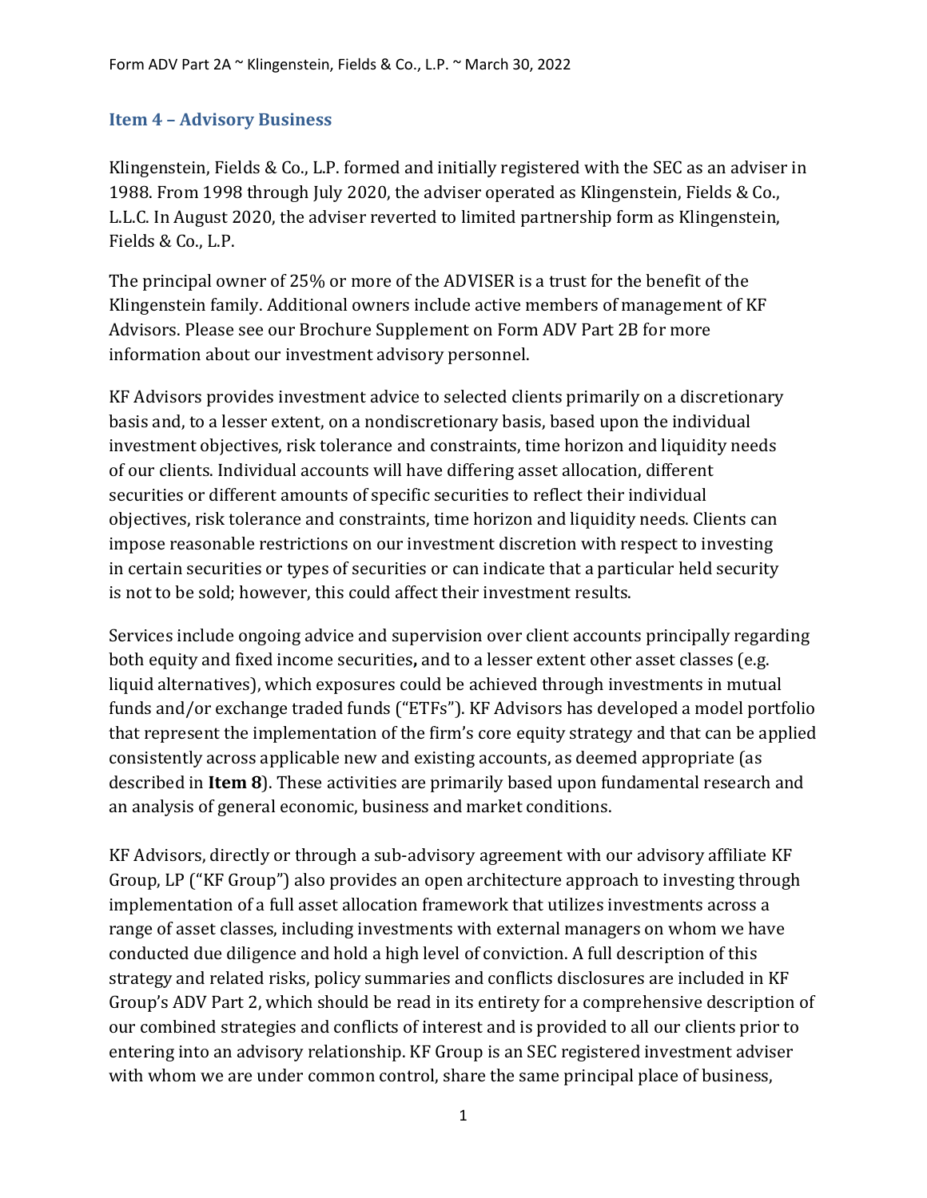## Item 4 – Advisory Business

Klingenstein, Fields & Co., L.P. formed and initially registered with the SEC as an adviser in 1988. From 1998 through July 2020, the adviser operated as Klingenstein, Fields & Co., L.L.C. In August 2020, the adviser reverted to limited partnership form as Klingenstein, Fields & Co., L.P.

The principal owner of 25% or more of the ADVISER is a trust for the benefit of the Klingenstein family. Additional owners include active members of management of KF Advisors. Please see our Brochure Supplement on Form ADV Part 2B for more information about our investment advisory personnel.

KF Advisors provides investment advice to selected clients primarily on a discretionary basis and, to a lesser extent, on a nondiscretionary basis, based upon the individual investment objectives, risk tolerance and constraints, time horizon and liquidity needs of our clients. Individual accounts will have differing asset allocation, different securities or different amounts of specific securities to reflect their individual objectives, risk tolerance and constraints, time horizon and liquidity needs. Clients can impose reasonable restrictions on our investment discretion with respect to investing in certain securities or types of securities or can indicate that a particular held security is not to be sold; however, this could affect their investment results.

Services include ongoing advice and supervision over client accounts principally regarding both equity and fixed income securities**,** and to a lesser extent other asset classes (e.g. liquid alternatives), which exposures could be achieved through investments in mutual funds and/or exchange traded funds ("ETFs"). KF Advisors has developed a model portfolio that represent the implementation of the firm's core equity strategy and that can be applied consistently across applicable new and existing accounts, as deemed appropriate (as described in **Item 8**). These activities are primarily based upon fundamental research and an analysis of general economic, business and market conditions.

KF Advisors, directly or through a sub-advisory agreement with our advisory affiliate KF Group, LP ("KF Group") also provides an open architecture approach to investing through implementation of a full asset allocation framework that utilizes investments across a range of asset classes, including investments with external managers on whom we have conducted due diligence and hold a high level of conviction. A full description of this strategy and related risks, policy summaries and conflicts disclosures are included in KF Group's ADV Part 2, which should be read in its entirety for a comprehensive description of our combined strategies and conflicts of interest and is provided to all our clients prior to entering into an advisory relationship. KF Group is an SEC registered investment adviser with whom we are under common control, share the same principal place of business,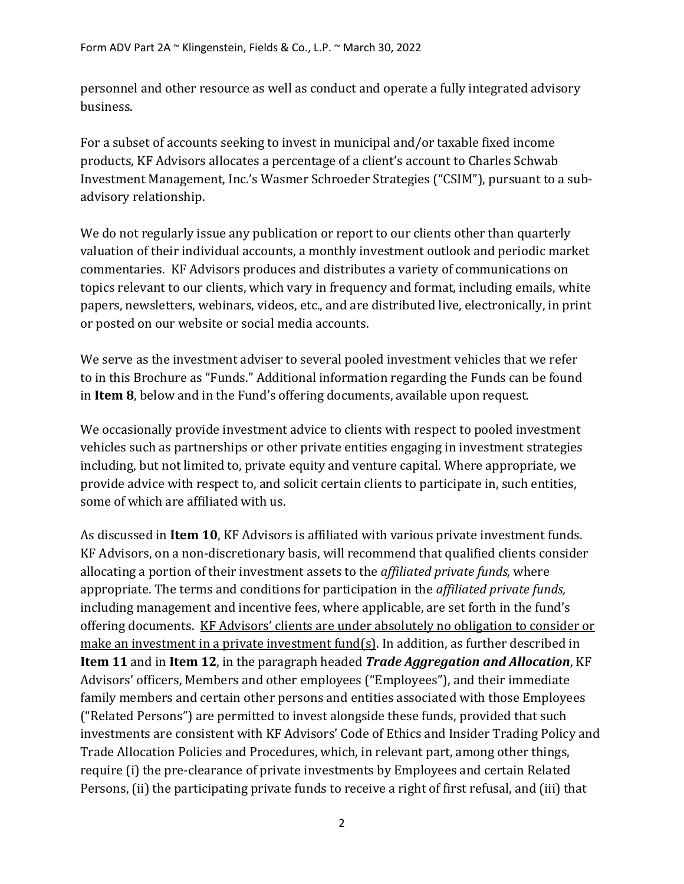personnel and other resource as well as conduct and operate a fully integrated advisory business.

For a subset of accounts seeking to invest in municipal and/or taxable fixed income products, KF Advisors allocates a percentage of a client's account to Charles Schwab Investment Management, Inc.'s Wasmer Schroeder Strategies ("CSIM"), pursuant to a sub-advisory relationship.

We do not regularly issue any publication or report to our clients other than quarterly valuation of their individual accounts, a monthly investment outlook and periodic market commentaries. KF Advisors produces and distributes a variety of communications on topics relevant to our clients, which vary in frequency and format, including emails, white papers, newsletters, webinars, videos, etc., and are distributed live, electronically, in print or posted on our website or social media accounts.

We serve as the investment adviser to several pooled investment vehicles that we refer to in this Brochure as "Funds." Additional information regarding the Funds can be found in **Item 8**, below and in the Fund's offering documents, available upon request.

We occasionally provide investment advice to clients with respect to pooled investment vehicles such as partnerships or other private entities engaging in investment strategies including, but not limited to, private equity and venture capital. Where appropriate, we provide advice with respect to, and solicit certain clients to participate in, such entities, some of which are affiliated with us.

As discussed in **Item 10**, KF Advisors is affiliated with various private investment funds. KF Advisors, on a non-discretionary basis, will recommend that qualified clients consider allocating a portion of their investment assets to the *affiliated private funds,* where appropriate. The terms and conditions for participation in the *affiliated private funds,* including management and incentive fees, where applicable, are set forth in the fund's offering documents. <u>KF Advisors' clients are under absolutely no obligation to consider or make an investment in a private investment fund(s)</u>. In addition, as further described in **Item 11** and in **Item 12**, in the paragraph headed ***Trade Aggregation and Allocation***, KF Advisors' officers, Members and other employees ("Employees"), and their immediate family members and certain other persons and entities associated with those Employees ("Related Persons") are permitted to invest alongside these funds, provided that such investments are consistent with KF Advisors' Code of Ethics and Insider Trading Policy and Trade Allocation Policies and Procedures, which, in relevant part, among other things, require (i) the pre-clearance of private investments by Employees and certain Related Persons, (ii) the participating private funds to receive a right of first refusal, and (iii) that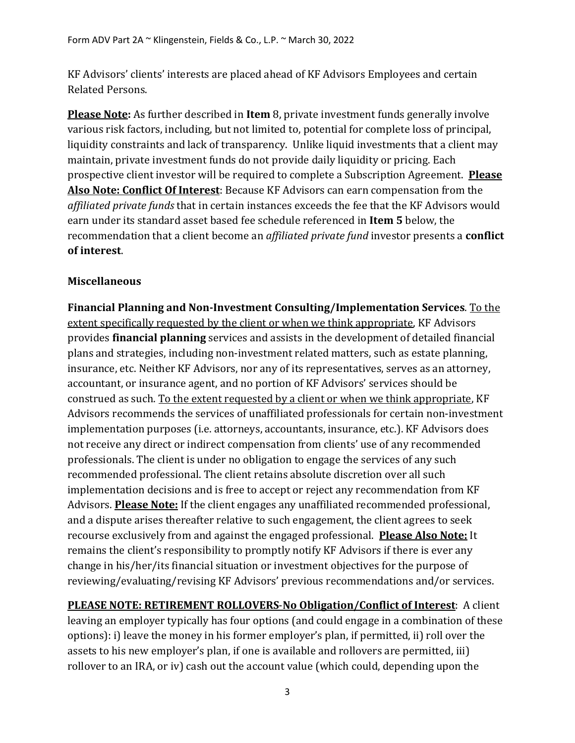KF Advisors' clients' interests are placed ahead of KF Advisors Employees and certain Related Persons.

**Please Note:** As further described in **Item** 8, private investment funds generally involve various risk factors, including, but not limited to, potential for complete loss of principal, liquidity constraints and lack of transparency. Unlike liquid investments that a client may maintain, private investment funds do not provide daily liquidity or pricing. Each prospective client investor will be required to complete a Subscription Agreement. **Please Also Note: Conflict Of Interest**: Because KF Advisors can earn compensation from the *affiliated private funds* that in certain instances exceeds the fee that the KF Advisors would earn under its standard asset based fee schedule referenced in **Item 5** below, the recommendation that a client become an *affiliated private fund* investor presents a **conflict of interest**.

**Miscellaneous**

**Financial Planning and Non-Investment Consulting/Implementation Services**. To the extent specifically requested by the client or when we think appropriate, KF Advisors provides **financial planning** services and assists in the development of detailed financial plans and strategies, including non-investment related matters, such as estate planning, insurance, etc. Neither KF Advisors, nor any of its representatives, serves as an attorney, accountant, or insurance agent, and no portion of KF Advisors' services should be construed as such. To the extent requested by a client or when we think appropriate, KF Advisors recommends the services of unaffiliated professionals for certain non-investment implementation purposes (i.e. attorneys, accountants, insurance, etc.). KF Advisors does not receive any direct or indirect compensation from clients' use of any recommended professionals. The client is under no obligation to engage the services of any such recommended professional. The client retains absolute discretion over all such implementation decisions and is free to accept or reject any recommendation from KF Advisors. **Please Note:** If the client engages any unaffiliated recommended professional, and a dispute arises thereafter relative to such engagement, the client agrees to seek recourse exclusively from and against the engaged professional. **Please Also Note:** It remains the client's responsibility to promptly notify KF Advisors if there is ever any change in his/her/its financial situation or investment objectives for the purpose of reviewing/evaluating/revising KF Advisors' previous recommendations and/or services.

**PLEASE NOTE: RETIREMENT ROLLOVERS-No Obligation/Conflict of Interest**: A client leaving an employer typically has four options (and could engage in a combination of these options): i) leave the money in his former employer's plan, if permitted, ii) roll over the assets to his new employer's plan, if one is available and rollovers are permitted, iii) rollover to an IRA, or iv) cash out the account value (which could, depending upon the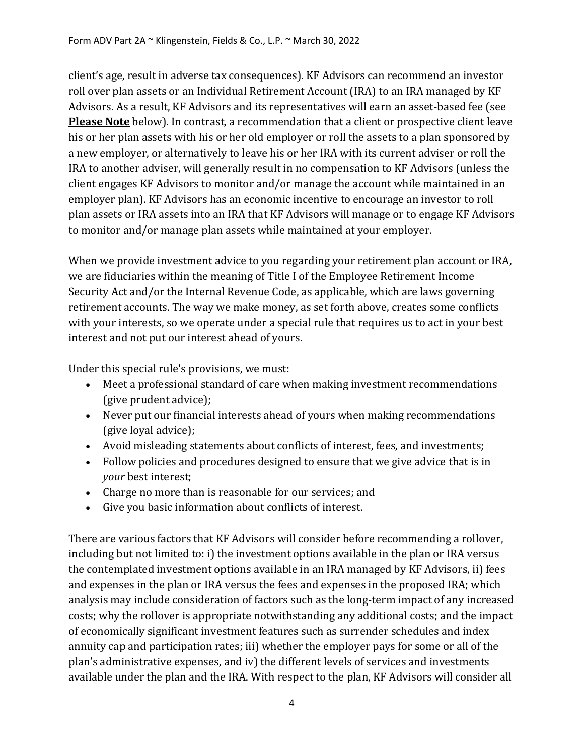client's age, result in adverse tax consequences). KF Advisors can recommend an investor roll over plan assets or an Individual Retirement Account (IRA) to an IRA managed by KF Advisors. As a result, KF Advisors and its representatives will earn an asset-based fee (see **Please Note** below). In contrast, a recommendation that a client or prospective client leave his or her plan assets with his or her old employer or roll the assets to a plan sponsored by a new employer, or alternatively to leave his or her IRA with its current adviser or roll the IRA to another adviser, will generally result in no compensation to KF Advisors (unless the client engages KF Advisors to monitor and/or manage the account while maintained in an employer plan). KF Advisors has an economic incentive to encourage an investor to roll plan assets or IRA assets into an IRA that KF Advisors will manage or to engage KF Advisors to monitor and/or manage plan assets while maintained at your employer.

When we provide investment advice to you regarding your retirement plan account or IRA, we are fiduciaries within the meaning of Title I of the Employee Retirement Income Security Act and/or the Internal Revenue Code, as applicable, which are laws governing retirement accounts. The way we make money, as set forth above, creates some conflicts with your interests, so we operate under a special rule that requires us to act in your best interest and not put our interest ahead of yours.

Under this special rule's provisions, we must:

- Meet a professional standard of care when making investment recommendations (give prudent advice);
- Never put our financial interests ahead of yours when making recommendations (give loyal advice);
- Avoid misleading statements about conflicts of interest, fees, and investments;
- Follow policies and procedures designed to ensure that we give advice that is in *your* best interest;
- Charge no more than is reasonable for our services; and
- Give you basic information about conflicts of interest.

There are various factors that KF Advisors will consider before recommending a rollover, including but not limited to: i) the investment options available in the plan or IRA versus the contemplated investment options available in an IRA managed by KF Advisors, ii) fees and expenses in the plan or IRA versus the fees and expenses in the proposed IRA; which analysis may include consideration of factors such as the long-term impact of any increased costs; why the rollover is appropriate notwithstanding any additional costs; and the impact of economically significant investment features such as surrender schedules and index annuity cap and participation rates; iii) whether the employer pays for some or all of the plan's administrative expenses, and iv) the different levels of services and investments available under the plan and the IRA. With respect to the plan, KF Advisors will consider all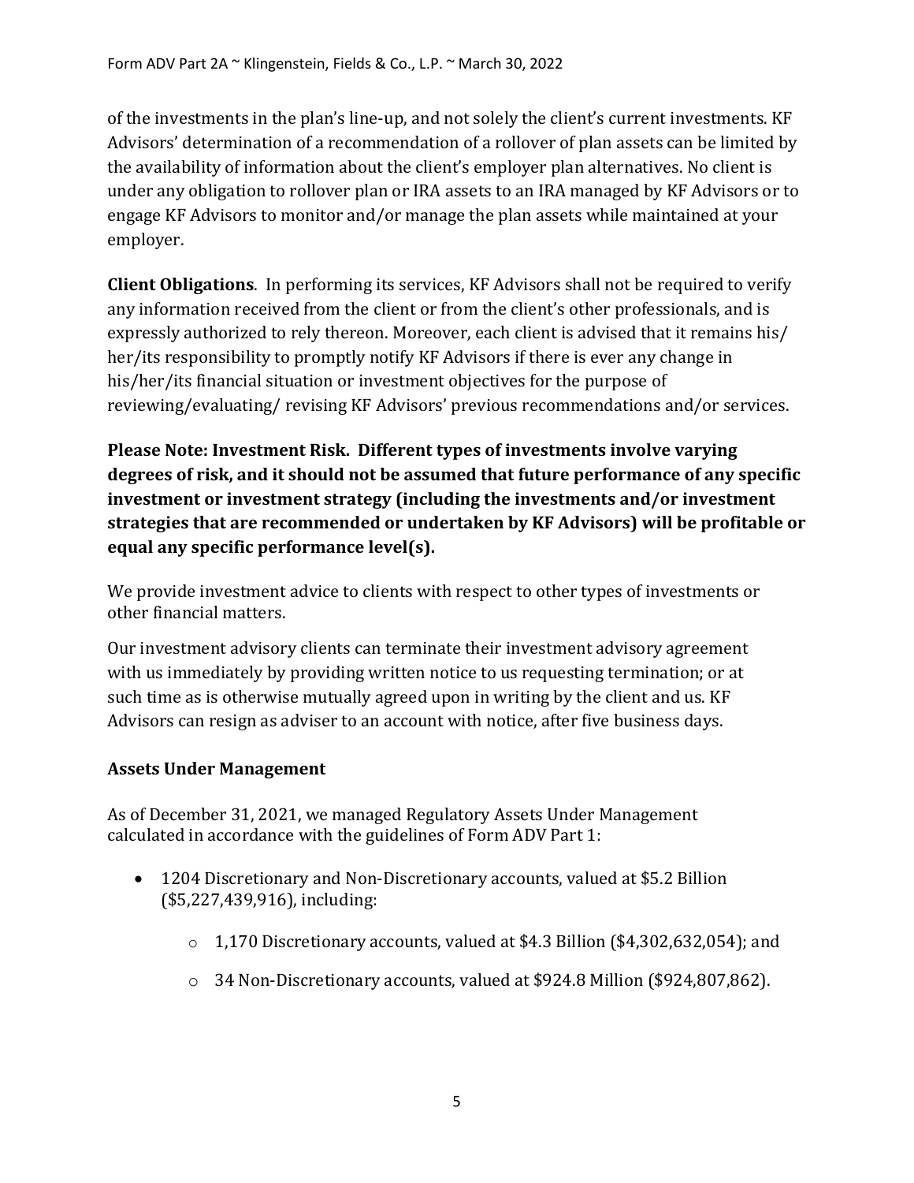of the investments in the plan's line-up, and not solely the client's current investments. KF Advisors' determination of a recommendation of a rollover of plan assets can be limited by the availability of information about the client's employer plan alternatives. No client is under any obligation to rollover plan or IRA assets to an IRA managed by KF Advisors or to engage KF Advisors to monitor and/or manage the plan assets while maintained at your employer.

**Client Obligations**. In performing its services, KF Advisors shall not be required to verify any information received from the client or from the client's other professionals, and is expressly authorized to rely thereon. Moreover, each client is advised that it remains his/ her/its responsibility to promptly notify KF Advisors if there is ever any change in his/her/its financial situation or investment objectives for the purpose of reviewing/evaluating/ revising KF Advisors' previous recommendations and/or services.

**Please Note: Investment Risk. Different types of investments involve varying degrees of risk, and it should not be assumed that future performance of any specific investment or investment strategy (including the investments and/or investment strategies that are recommended or undertaken by KF Advisors) will be profitable or equal any specific performance level(s).**

We provide investment advice to clients with respect to other types of investments or other financial matters.

Our investment advisory clients can terminate their investment advisory agreement with us immediately by providing written notice to us requesting termination; or at such time as is otherwise mutually agreed upon in writing by the client and us. KF Advisors can resign as adviser to an account with notice, after five business days.

**Assets Under Management**

As of December 31, 2021, we managed Regulatory Assets Under Management calculated in accordance with the guidelines of Form ADV Part 1:

- 1204 Discretionary and Non-Discretionary accounts, valued at $5.2 Billion ($5,227,439,916), including:
  - 1,170 Discretionary accounts, valued at $4.3 Billion ($4,302,632,054); and
  - 34 Non-Discretionary accounts, valued at $924.8 Million ($924,807,862).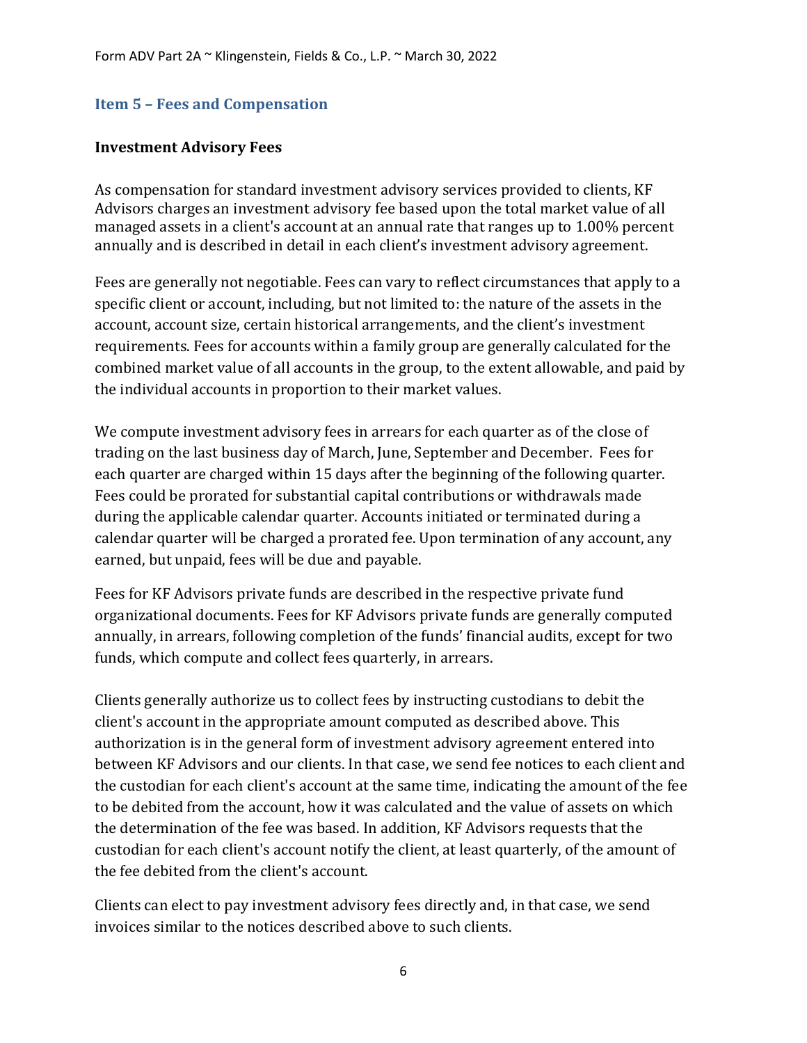## Item 5 – Fees and Compensation

### Investment Advisory Fees

As compensation for standard investment advisory services provided to clients, KF Advisors charges an investment advisory fee based upon the total market value of all managed assets in a client's account at an annual rate that ranges up to 1.00% percent annually and is described in detail in each client's investment advisory agreement.

Fees are generally not negotiable. Fees can vary to reflect circumstances that apply to a specific client or account, including, but not limited to: the nature of the assets in the account, account size, certain historical arrangements, and the client's investment requirements. Fees for accounts within a family group are generally calculated for the combined market value of all accounts in the group, to the extent allowable, and paid by the individual accounts in proportion to their market values.

We compute investment advisory fees in arrears for each quarter as of the close of trading on the last business day of March, June, September and December. Fees for each quarter are charged within 15 days after the beginning of the following quarter. Fees could be prorated for substantial capital contributions or withdrawals made during the applicable calendar quarter. Accounts initiated or terminated during a calendar quarter will be charged a prorated fee. Upon termination of any account, any earned, but unpaid, fees will be due and payable.

Fees for KF Advisors private funds are described in the respective private fund organizational documents. Fees for KF Advisors private funds are generally computed annually, in arrears, following completion of the funds' financial audits, except for two funds, which compute and collect fees quarterly, in arrears.

Clients generally authorize us to collect fees by instructing custodians to debit the client's account in the appropriate amount computed as described above. This authorization is in the general form of investment advisory agreement entered into between KF Advisors and our clients. In that case, we send fee notices to each client and the custodian for each client's account at the same time, indicating the amount of the fee to be debited from the account, how it was calculated and the value of assets on which the determination of the fee was based. In addition, KF Advisors requests that the custodian for each client's account notify the client, at least quarterly, of the amount of the fee debited from the client's account.

Clients can elect to pay investment advisory fees directly and, in that case, we send invoices similar to the notices described above to such clients.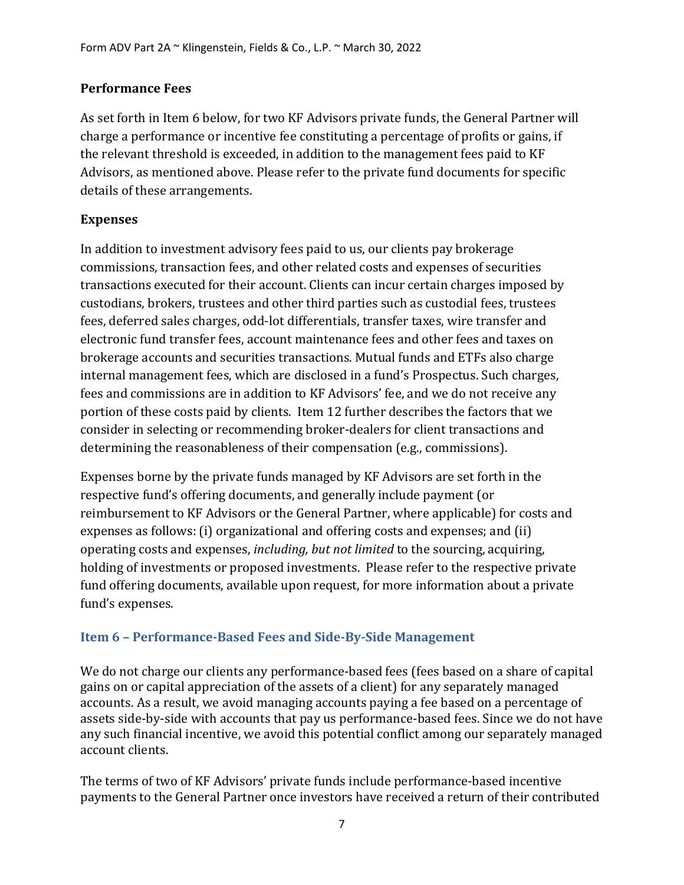### Performance Fees

As set forth in Item 6 below, for two KF Advisors private funds, the General Partner will charge a performance or incentive fee constituting a percentage of profits or gains, if the relevant threshold is exceeded, in addition to the management fees paid to KF Advisors, as mentioned above. Please refer to the private fund documents for specific details of these arrangements.

### Expenses

In addition to investment advisory fees paid to us, our clients pay brokerage commissions, transaction fees, and other related costs and expenses of securities transactions executed for their account. Clients can incur certain charges imposed by custodians, brokers, trustees and other third parties such as custodial fees, trustees fees, deferred sales charges, odd-lot differentials, transfer taxes, wire transfer and electronic fund transfer fees, account maintenance fees and other fees and taxes on brokerage accounts and securities transactions. Mutual funds and ETFs also charge internal management fees, which are disclosed in a fund's Prospectus. Such charges, fees and commissions are in addition to KF Advisors' fee, and we do not receive any portion of these costs paid by clients. Item 12 further describes the factors that we consider in selecting or recommending broker-dealers for client transactions and determining the reasonableness of their compensation (e.g., commissions).

Expenses borne by the private funds managed by KF Advisors are set forth in the respective fund's offering documents, and generally include payment (or reimbursement to KF Advisors or the General Partner, where applicable) for costs and expenses as follows: (i) organizational and offering costs and expenses; and (ii) operating costs and expenses, *including, but not limited* to the sourcing, acquiring, holding of investments or proposed investments. Please refer to the respective private fund offering documents, available upon request, for more information about a private fund's expenses.

## Item 6 – Performance-Based Fees and Side-By-Side Management

We do not charge our clients any performance-based fees (fees based on a share of capital gains on or capital appreciation of the assets of a client) for any separately managed accounts. As a result, we avoid managing accounts paying a fee based on a percentage of assets side-by-side with accounts that pay us performance-based fees. Since we do not have any such financial incentive, we avoid this potential conflict among our separately managed account clients.

The terms of two of KF Advisors' private funds include performance-based incentive payments to the General Partner once investors have received a return of their contributed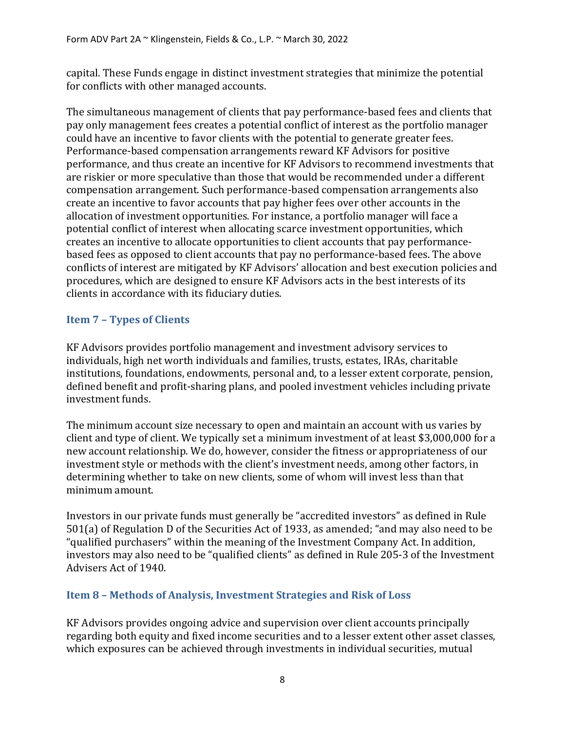capital. These Funds engage in distinct investment strategies that minimize the potential for conflicts with other managed accounts.

The simultaneous management of clients that pay performance-based fees and clients that pay only management fees creates a potential conflict of interest as the portfolio manager could have an incentive to favor clients with the potential to generate greater fees. Performance-based compensation arrangements reward KF Advisors for positive performance, and thus create an incentive for KF Advisors to recommend investments that are riskier or more speculative than those that would be recommended under a different compensation arrangement. Such performance-based compensation arrangements also create an incentive to favor accounts that pay higher fees over other accounts in the allocation of investment opportunities. For instance, a portfolio manager will face a potential conflict of interest when allocating scarce investment opportunities, which creates an incentive to allocate opportunities to client accounts that pay performance-based fees as opposed to client accounts that pay no performance-based fees. The above conflicts of interest are mitigated by KF Advisors' allocation and best execution policies and procedures, which are designed to ensure KF Advisors acts in the best interests of its clients in accordance with its fiduciary duties.

## Item 7 – Types of Clients

KF Advisors provides portfolio management and investment advisory services to individuals, high net worth individuals and families, trusts, estates, IRAs, charitable institutions, foundations, endowments, personal and, to a lesser extent corporate, pension, defined benefit and profit-sharing plans, and pooled investment vehicles including private investment funds.

The minimum account size necessary to open and maintain an account with us varies by client and type of client. We typically set a minimum investment of at least $3,000,000 for a new account relationship. We do, however, consider the fitness or appropriateness of our investment style or methods with the client's investment needs, among other factors, in determining whether to take on new clients, some of whom will invest less than that minimum amount.

Investors in our private funds must generally be "accredited investors" as defined in Rule 501(a) of Regulation D of the Securities Act of 1933, as amended; "and may also need to be "qualified purchasers" within the meaning of the Investment Company Act. In addition, investors may also need to be "qualified clients" as defined in Rule 205-3 of the Investment Advisers Act of 1940.

## Item 8 – Methods of Analysis, Investment Strategies and Risk of Loss

KF Advisors provides ongoing advice and supervision over client accounts principally regarding both equity and fixed income securities and to a lesser extent other asset classes, which exposures can be achieved through investments in individual securities, mutual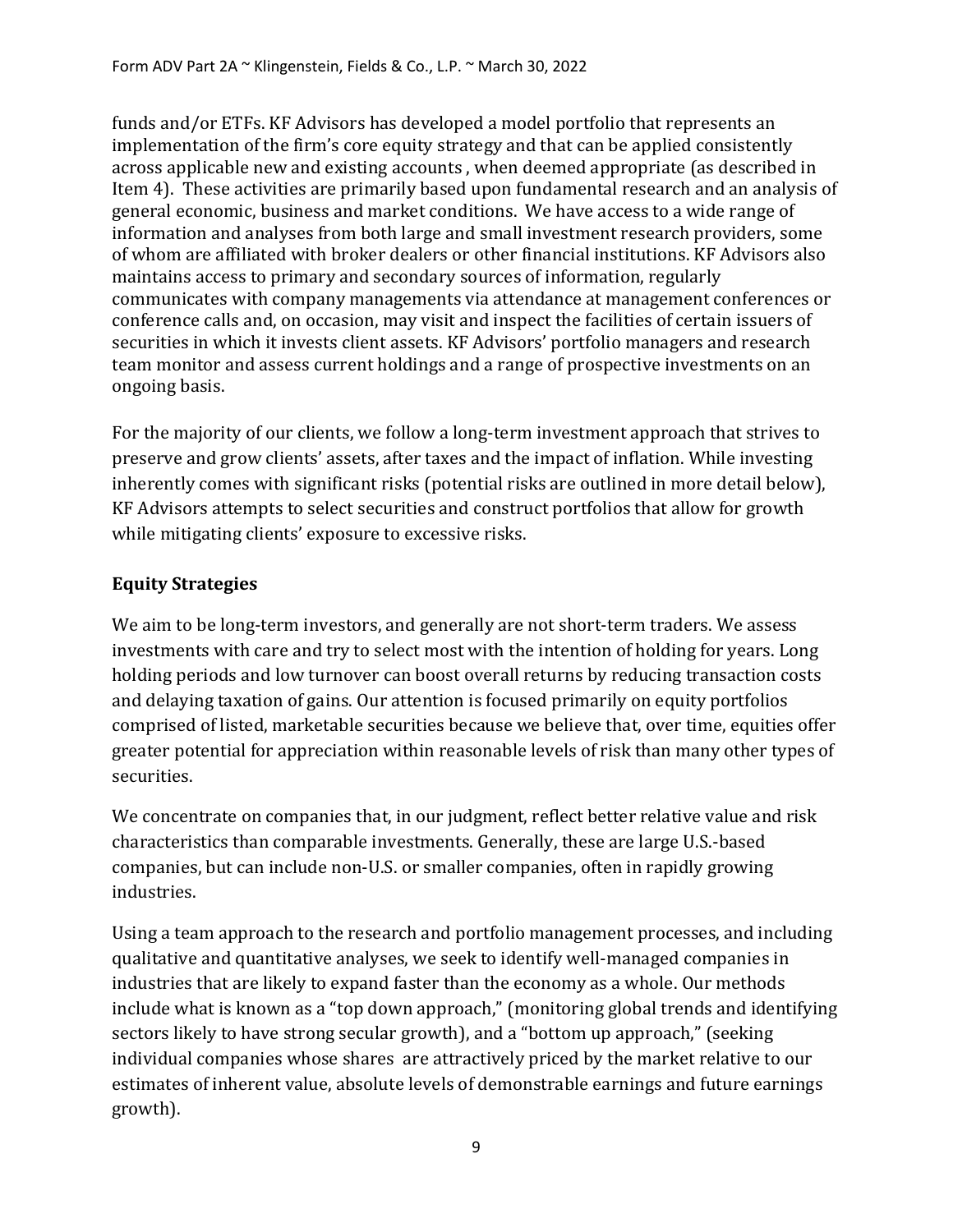funds and/or ETFs. KF Advisors has developed a model portfolio that represents an implementation of the firm's core equity strategy and that can be applied consistently across applicable new and existing accounts , when deemed appropriate (as described in Item 4). These activities are primarily based upon fundamental research and an analysis of general economic, business and market conditions. We have access to a wide range of information and analyses from both large and small investment research providers, some of whom are affiliated with broker dealers or other financial institutions. KF Advisors also maintains access to primary and secondary sources of information, regularly communicates with company managements via attendance at management conferences or conference calls and, on occasion, may visit and inspect the facilities of certain issuers of securities in which it invests client assets. KF Advisors' portfolio managers and research team monitor and assess current holdings and a range of prospective investments on an ongoing basis.

For the majority of our clients, we follow a long-term investment approach that strives to preserve and grow clients' assets, after taxes and the impact of inflation. While investing inherently comes with significant risks (potential risks are outlined in more detail below), KF Advisors attempts to select securities and construct portfolios that allow for growth while mitigating clients' exposure to excessive risks.

**Equity Strategies**

We aim to be long-term investors, and generally are not short-term traders. We assess investments with care and try to select most with the intention of holding for years. Long holding periods and low turnover can boost overall returns by reducing transaction costs and delaying taxation of gains. Our attention is focused primarily on equity portfolios comprised of listed, marketable securities because we believe that, over time, equities offer greater potential for appreciation within reasonable levels of risk than many other types of securities.

We concentrate on companies that, in our judgment, reflect better relative value and risk characteristics than comparable investments. Generally, these are large U.S.-based companies, but can include non-U.S. or smaller companies, often in rapidly growing industries.

Using a team approach to the research and portfolio management processes, and including qualitative and quantitative analyses, we seek to identify well-managed companies in industries that are likely to expand faster than the economy as a whole. Our methods include what is known as a "top down approach," (monitoring global trends and identifying sectors likely to have strong secular growth), and a "bottom up approach," (seeking individual companies whose shares are attractively priced by the market relative to our estimates of inherent value, absolute levels of demonstrable earnings and future earnings growth).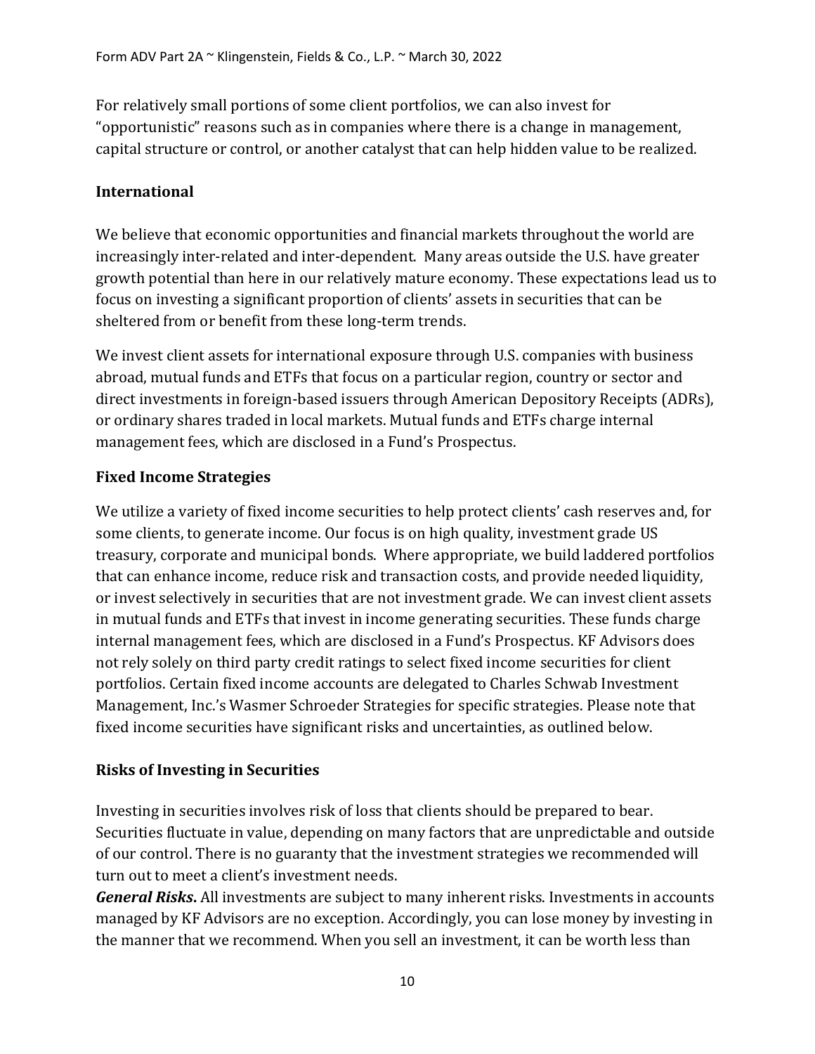For relatively small portions of some client portfolios, we can also invest for "opportunistic" reasons such as in companies where there is a change in management, capital structure or control, or another catalyst that can help hidden value to be realized.

### International

We believe that economic opportunities and financial markets throughout the world are increasingly inter-related and inter-dependent. Many areas outside the U.S. have greater growth potential than here in our relatively mature economy. These expectations lead us to focus on investing a significant proportion of clients' assets in securities that can be sheltered from or benefit from these long-term trends.

We invest client assets for international exposure through U.S. companies with business abroad, mutual funds and ETFs that focus on a particular region, country or sector and direct investments in foreign-based issuers through American Depository Receipts (ADRs), or ordinary shares traded in local markets. Mutual funds and ETFs charge internal management fees, which are disclosed in a Fund's Prospectus.

### Fixed Income Strategies

We utilize a variety of fixed income securities to help protect clients' cash reserves and, for some clients, to generate income. Our focus is on high quality, investment grade US treasury, corporate and municipal bonds. Where appropriate, we build laddered portfolios that can enhance income, reduce risk and transaction costs, and provide needed liquidity, or invest selectively in securities that are not investment grade. We can invest client assets in mutual funds and ETFs that invest in income generating securities. These funds charge internal management fees, which are disclosed in a Fund's Prospectus. KF Advisors does not rely solely on third party credit ratings to select fixed income securities for client portfolios. Certain fixed income accounts are delegated to Charles Schwab Investment Management, Inc.'s Wasmer Schroeder Strategies for specific strategies. Please note that fixed income securities have significant risks and uncertainties, as outlined below.

### Risks of Investing in Securities

Investing in securities involves risk of loss that clients should be prepared to bear. Securities fluctuate in value, depending on many factors that are unpredictable and outside of our control. There is no guaranty that the investment strategies we recommended will turn out to meet a client's investment needs.

***General Risks.*** All investments are subject to many inherent risks. Investments in accounts managed by KF Advisors are no exception. Accordingly, you can lose money by investing in the manner that we recommend. When you sell an investment, it can be worth less than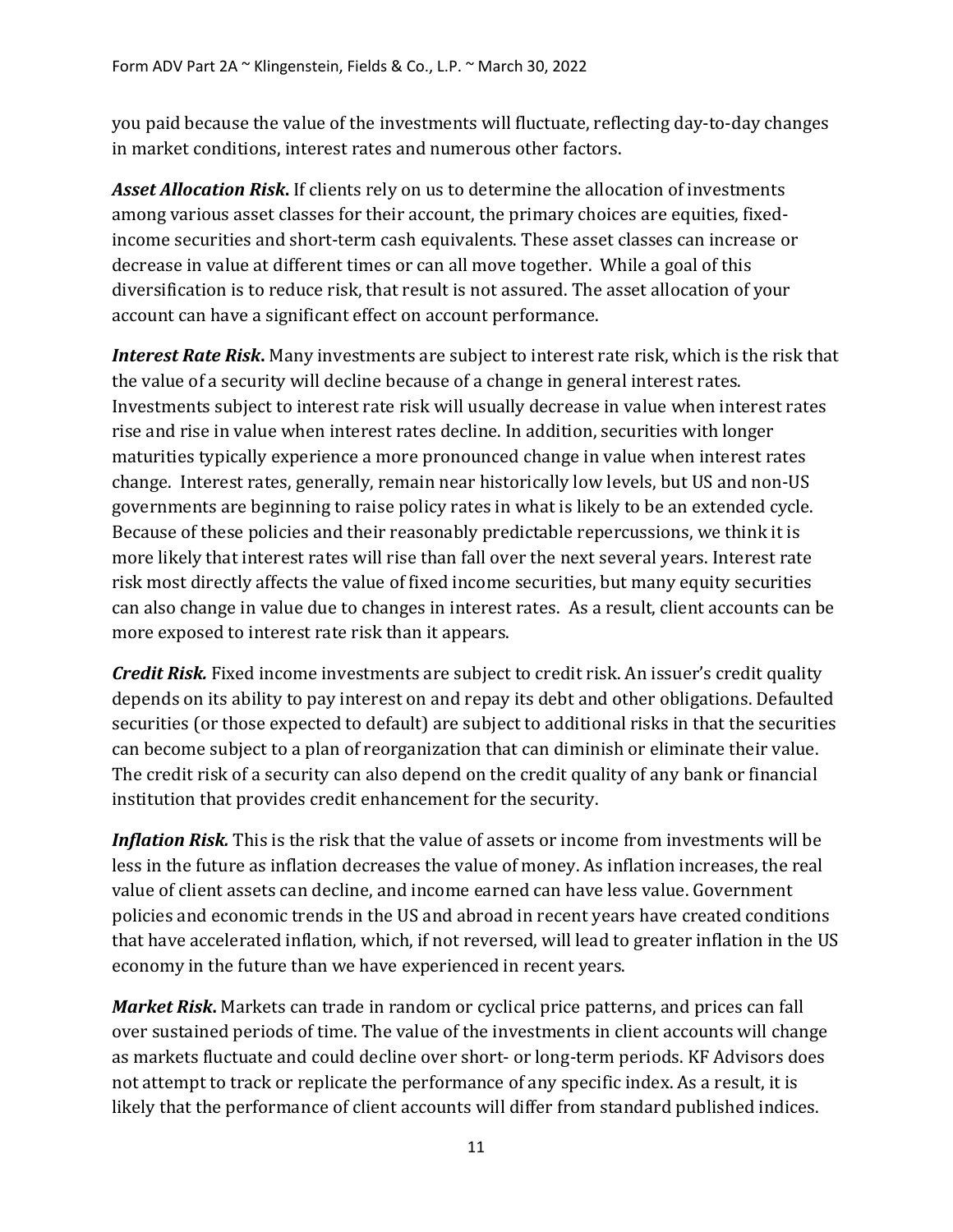you paid because the value of the investments will fluctuate, reflecting day-to-day changes in market conditions, interest rates and numerous other factors.

***Asset Allocation Risk.*** If clients rely on us to determine the allocation of investments among various asset classes for their account, the primary choices are equities, fixed-income securities and short-term cash equivalents. These asset classes can increase or decrease in value at different times or can all move together. While a goal of this diversification is to reduce risk, that result is not assured. The asset allocation of your account can have a significant effect on account performance.

***Interest Rate Risk.*** Many investments are subject to interest rate risk, which is the risk that the value of a security will decline because of a change in general interest rates. Investments subject to interest rate risk will usually decrease in value when interest rates rise and rise in value when interest rates decline. In addition, securities with longer maturities typically experience a more pronounced change in value when interest rates change. Interest rates, generally, remain near historically low levels, but US and non-US governments are beginning to raise policy rates in what is likely to be an extended cycle. Because of these policies and their reasonably predictable repercussions, we think it is more likely that interest rates will rise than fall over the next several years. Interest rate risk most directly affects the value of fixed income securities, but many equity securities can also change in value due to changes in interest rates. As a result, client accounts can be more exposed to interest rate risk than it appears.

***Credit Risk.*** Fixed income investments are subject to credit risk. An issuer's credit quality depends on its ability to pay interest on and repay its debt and other obligations. Defaulted securities (or those expected to default) are subject to additional risks in that the securities can become subject to a plan of reorganization that can diminish or eliminate their value. The credit risk of a security can also depend on the credit quality of any bank or financial institution that provides credit enhancement for the security.

***Inflation Risk.*** This is the risk that the value of assets or income from investments will be less in the future as inflation decreases the value of money. As inflation increases, the real value of client assets can decline, and income earned can have less value. Government policies and economic trends in the US and abroad in recent years have created conditions that have accelerated inflation, which, if not reversed, will lead to greater inflation in the US economy in the future than we have experienced in recent years.

***Market Risk.*** Markets can trade in random or cyclical price patterns, and prices can fall over sustained periods of time. The value of the investments in client accounts will change as markets fluctuate and could decline over short- or long-term periods. KF Advisors does not attempt to track or replicate the performance of any specific index. As a result, it is likely that the performance of client accounts will differ from standard published indices.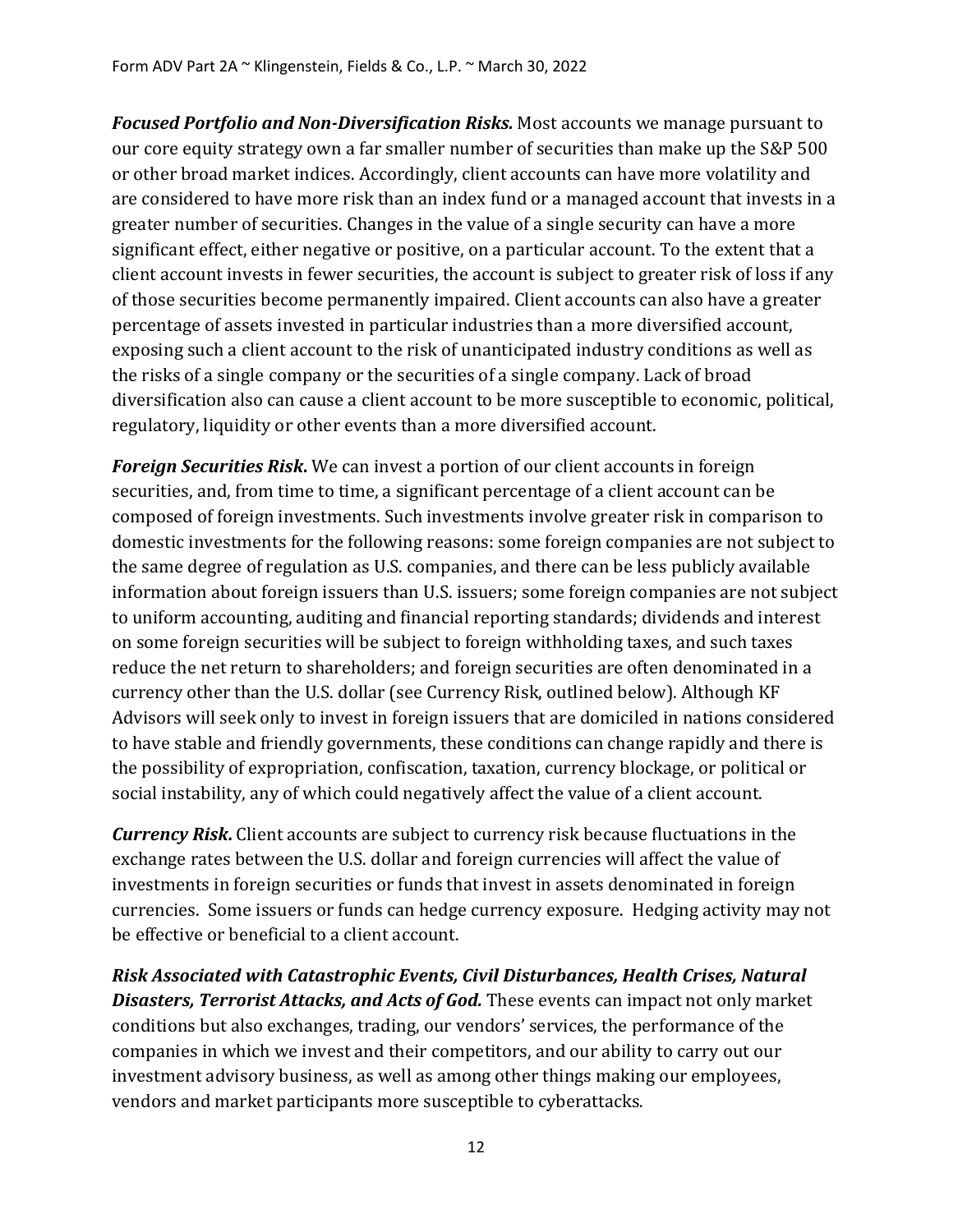***Focused Portfolio and Non-Diversification Risks.*** Most accounts we manage pursuant to our core equity strategy own a far smaller number of securities than make up the S&P 500 or other broad market indices. Accordingly, client accounts can have more volatility and are considered to have more risk than an index fund or a managed account that invests in a greater number of securities. Changes in the value of a single security can have a more significant effect, either negative or positive, on a particular account. To the extent that a client account invests in fewer securities, the account is subject to greater risk of loss if any of those securities become permanently impaired. Client accounts can also have a greater percentage of assets invested in particular industries than a more diversified account, exposing such a client account to the risk of unanticipated industry conditions as well as the risks of a single company or the securities of a single company. Lack of broad diversification also can cause a client account to be more susceptible to economic, political, regulatory, liquidity or other events than a more diversified account.

***Foreign Securities Risk.*** We can invest a portion of our client accounts in foreign securities, and, from time to time, a significant percentage of a client account can be composed of foreign investments. Such investments involve greater risk in comparison to domestic investments for the following reasons: some foreign companies are not subject to the same degree of regulation as U.S. companies, and there can be less publicly available information about foreign issuers than U.S. issuers; some foreign companies are not subject to uniform accounting, auditing and financial reporting standards; dividends and interest on some foreign securities will be subject to foreign withholding taxes, and such taxes reduce the net return to shareholders; and foreign securities are often denominated in a currency other than the U.S. dollar (see Currency Risk, outlined below). Although KF Advisors will seek only to invest in foreign issuers that are domiciled in nations considered to have stable and friendly governments, these conditions can change rapidly and there is the possibility of expropriation, confiscation, taxation, currency blockage, or political or social instability, any of which could negatively affect the value of a client account.

***Currency Risk.*** Client accounts are subject to currency risk because fluctuations in the exchange rates between the U.S. dollar and foreign currencies will affect the value of investments in foreign securities or funds that invest in assets denominated in foreign currencies. Some issuers or funds can hedge currency exposure. Hedging activity may not be effective or beneficial to a client account.

***Risk Associated with Catastrophic Events, Civil Disturbances, Health Crises, Natural Disasters, Terrorist Attacks, and Acts of God.*** These events can impact not only market conditions but also exchanges, trading, our vendors' services, the performance of the companies in which we invest and their competitors, and our ability to carry out our investment advisory business, as well as among other things making our employees, vendors and market participants more susceptible to cyberattacks.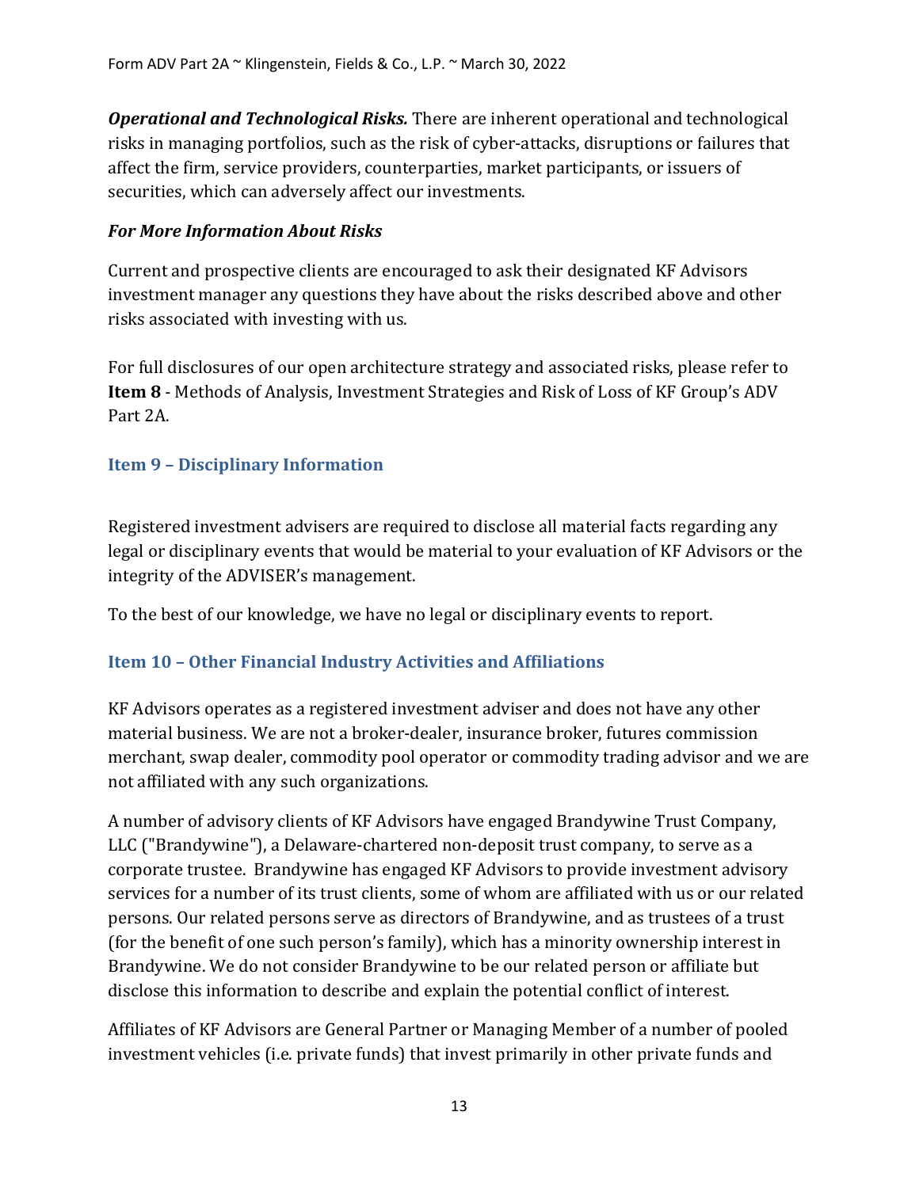***Operational and Technological Risks.*** There are inherent operational and technological risks in managing portfolios, such as the risk of cyber-attacks, disruptions or failures that affect the firm, service providers, counterparties, market participants, or issuers of securities, which can adversely affect our investments.

***For More Information About Risks***

Current and prospective clients are encouraged to ask their designated KF Advisors investment manager any questions they have about the risks described above and other risks associated with investing with us.

For full disclosures of our open architecture strategy and associated risks, please refer to **Item 8** - Methods of Analysis, Investment Strategies and Risk of Loss of KF Group's ADV Part 2A.

## Item 9 – Disciplinary Information

Registered investment advisers are required to disclose all material facts regarding any legal or disciplinary events that would be material to your evaluation of KF Advisors or the integrity of the ADVISER's management.

To the best of our knowledge, we have no legal or disciplinary events to report.

## Item 10 – Other Financial Industry Activities and Affiliations

KF Advisors operates as a registered investment adviser and does not have any other material business. We are not a broker-dealer, insurance broker, futures commission merchant, swap dealer, commodity pool operator or commodity trading advisor and we are not affiliated with any such organizations.

A number of advisory clients of KF Advisors have engaged Brandywine Trust Company, LLC ("Brandywine"), a Delaware-chartered non-deposit trust company, to serve as a corporate trustee. Brandywine has engaged KF Advisors to provide investment advisory services for a number of its trust clients, some of whom are affiliated with us or our related persons. Our related persons serve as directors of Brandywine, and as trustees of a trust (for the benefit of one such person's family), which has a minority ownership interest in Brandywine. We do not consider Brandywine to be our related person or affiliate but disclose this information to describe and explain the potential conflict of interest.

Affiliates of KF Advisors are General Partner or Managing Member of a number of pooled investment vehicles (i.e. private funds) that invest primarily in other private funds and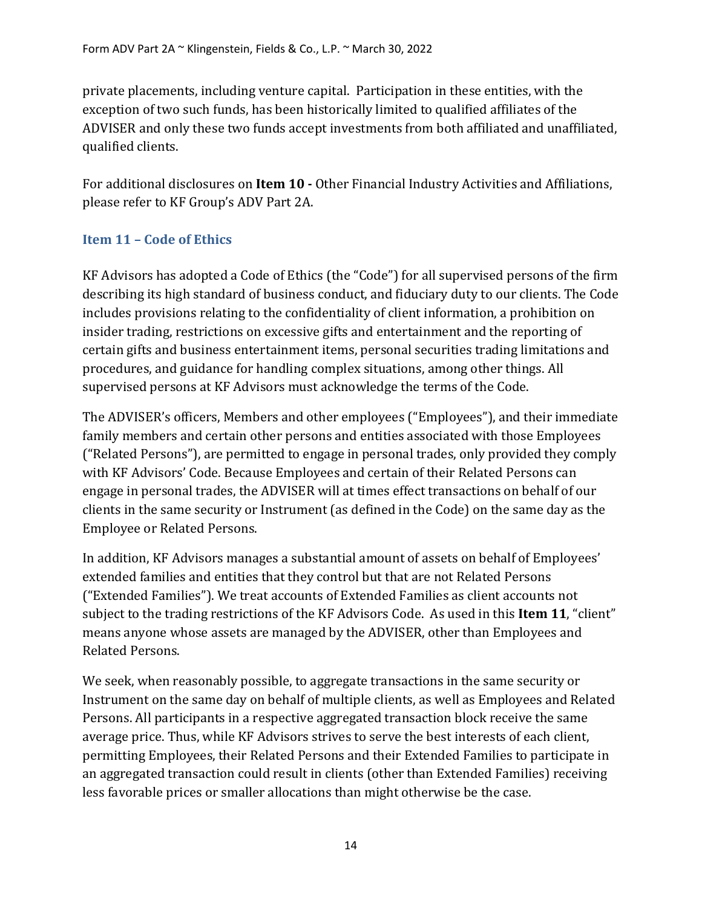private placements, including venture capital. Participation in these entities, with the exception of two such funds, has been historically limited to qualified affiliates of the ADVISER and only these two funds accept investments from both affiliated and unaffiliated, qualified clients.

For additional disclosures on **Item 10 -** Other Financial Industry Activities and Affiliations, please refer to KF Group's ADV Part 2A.

## Item 11 – Code of Ethics

KF Advisors has adopted a Code of Ethics (the "Code") for all supervised persons of the firm describing its high standard of business conduct, and fiduciary duty to our clients. The Code includes provisions relating to the confidentiality of client information, a prohibition on insider trading, restrictions on excessive gifts and entertainment and the reporting of certain gifts and business entertainment items, personal securities trading limitations and procedures, and guidance for handling complex situations, among other things. All supervised persons at KF Advisors must acknowledge the terms of the Code.

The ADVISER's officers, Members and other employees ("Employees"), and their immediate family members and certain other persons and entities associated with those Employees ("Related Persons"), are permitted to engage in personal trades, only provided they comply with KF Advisors' Code. Because Employees and certain of their Related Persons can engage in personal trades, the ADVISER will at times effect transactions on behalf of our clients in the same security or Instrument (as defined in the Code) on the same day as the Employee or Related Persons.

In addition, KF Advisors manages a substantial amount of assets on behalf of Employees' extended families and entities that they control but that are not Related Persons ("Extended Families"). We treat accounts of Extended Families as client accounts not subject to the trading restrictions of the KF Advisors Code. As used in this **Item 11**, "client" means anyone whose assets are managed by the ADVISER, other than Employees and Related Persons.

We seek, when reasonably possible, to aggregate transactions in the same security or Instrument on the same day on behalf of multiple clients, as well as Employees and Related Persons. All participants in a respective aggregated transaction block receive the same average price. Thus, while KF Advisors strives to serve the best interests of each client, permitting Employees, their Related Persons and their Extended Families to participate in an aggregated transaction could result in clients (other than Extended Families) receiving less favorable prices or smaller allocations than might otherwise be the case.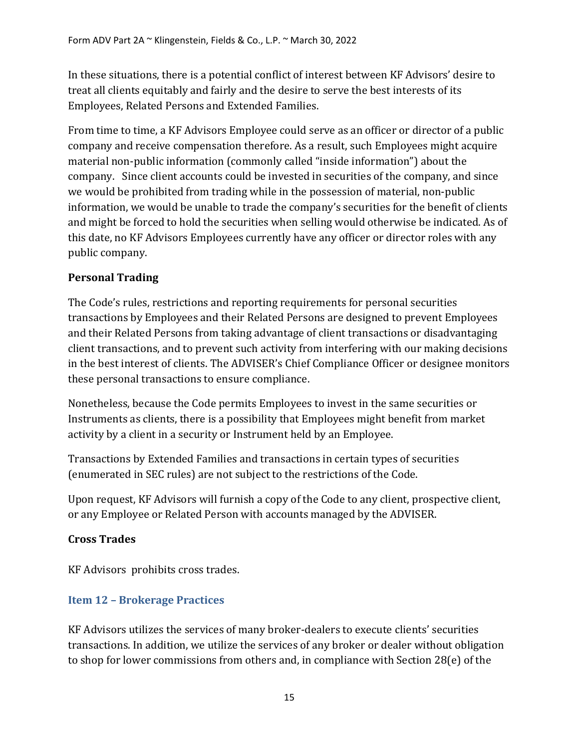In these situations, there is a potential conflict of interest between KF Advisors' desire to treat all clients equitably and fairly and the desire to serve the best interests of its Employees, Related Persons and Extended Families.

From time to time, a KF Advisors Employee could serve as an officer or director of a public company and receive compensation therefore. As a result, such Employees might acquire material non-public information (commonly called "inside information") about the company. Since client accounts could be invested in securities of the company, and since we would be prohibited from trading while in the possession of material, non-public information, we would be unable to trade the company's securities for the benefit of clients and might be forced to hold the securities when selling would otherwise be indicated. As of this date, no KF Advisors Employees currently have any officer or director roles with any public company.

### Personal Trading

The Code's rules, restrictions and reporting requirements for personal securities transactions by Employees and their Related Persons are designed to prevent Employees and their Related Persons from taking advantage of client transactions or disadvantaging client transactions, and to prevent such activity from interfering with our making decisions in the best interest of clients. The ADVISER's Chief Compliance Officer or designee monitors these personal transactions to ensure compliance.

Nonetheless, because the Code permits Employees to invest in the same securities or Instruments as clients, there is a possibility that Employees might benefit from market activity by a client in a security or Instrument held by an Employee.

Transactions by Extended Families and transactions in certain types of securities (enumerated in SEC rules) are not subject to the restrictions of the Code.

Upon request, KF Advisors will furnish a copy of the Code to any client, prospective client, or any Employee or Related Person with accounts managed by the ADVISER.

### Cross Trades

KF Advisors prohibits cross trades.

## Item 12 – Brokerage Practices

KF Advisors utilizes the services of many broker-dealers to execute clients' securities transactions. In addition, we utilize the services of any broker or dealer without obligation to shop for lower commissions from others and, in compliance with Section 28(e) of the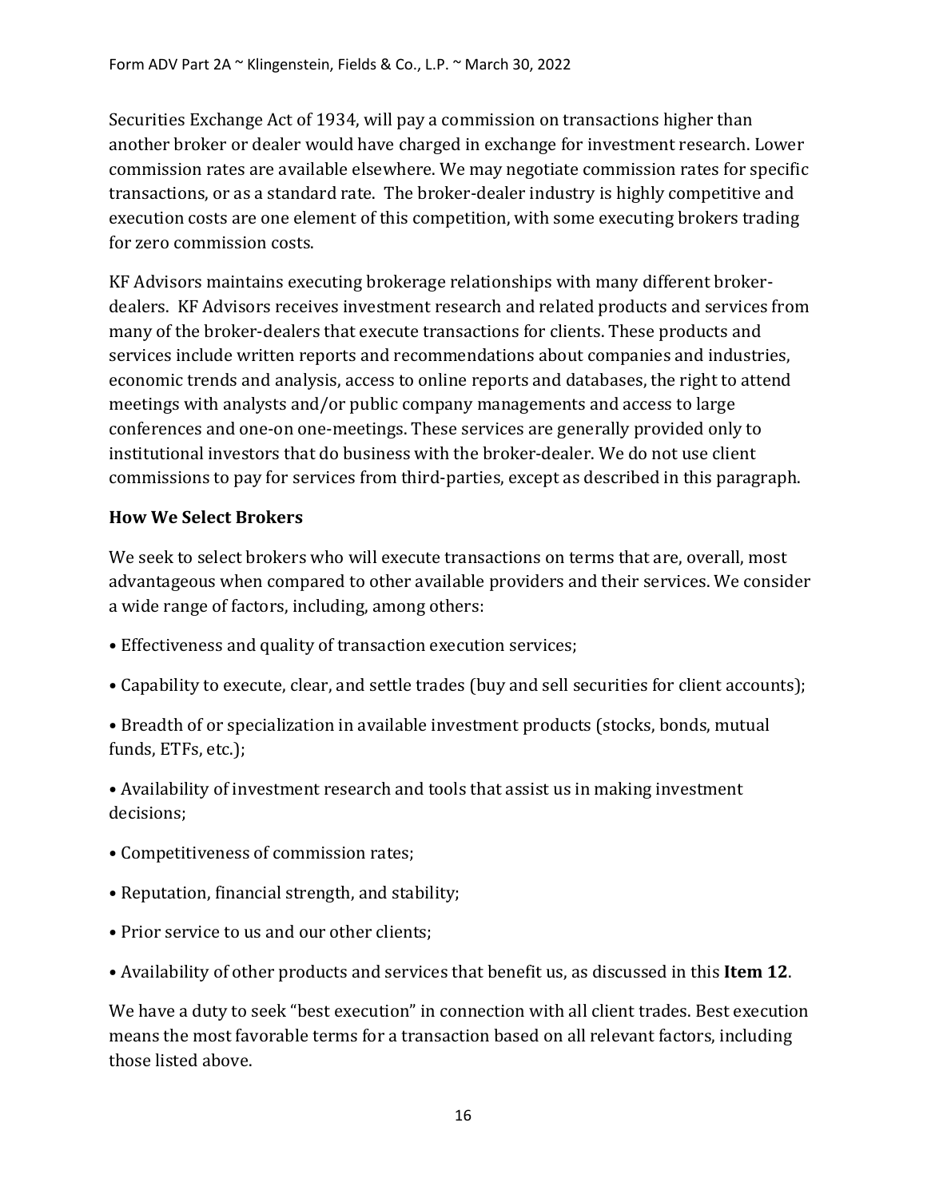Securities Exchange Act of 1934, will pay a commission on transactions higher than another broker or dealer would have charged in exchange for investment research. Lower commission rates are available elsewhere. We may negotiate commission rates for specific transactions, or as a standard rate. The broker-dealer industry is highly competitive and execution costs are one element of this competition, with some executing brokers trading for zero commission costs.

KF Advisors maintains executing brokerage relationships with many different broker-dealers. KF Advisors receives investment research and related products and services from many of the broker-dealers that execute transactions for clients. These products and services include written reports and recommendations about companies and industries, economic trends and analysis, access to online reports and databases, the right to attend meetings with analysts and/or public company managements and access to large conferences and one-on one-meetings. These services are generally provided only to institutional investors that do business with the broker-dealer. We do not use client commissions to pay for services from third-parties, except as described in this paragraph.

### How We Select Brokers

We seek to select brokers who will execute transactions on terms that are, overall, most advantageous when compared to other available providers and their services. We consider a wide range of factors, including, among others:

- Effectiveness and quality of transaction execution services;
- Capability to execute, clear, and settle trades (buy and sell securities for client accounts);
- Breadth of or specialization in available investment products (stocks, bonds, mutual funds, ETFs, etc.);
- Availability of investment research and tools that assist us in making investment decisions;
- Competitiveness of commission rates;
- Reputation, financial strength, and stability;
- Prior service to us and our other clients;
- Availability of other products and services that benefit us, as discussed in this **Item 12**.

We have a duty to seek "best execution" in connection with all client trades. Best execution means the most favorable terms for a transaction based on all relevant factors, including those listed above.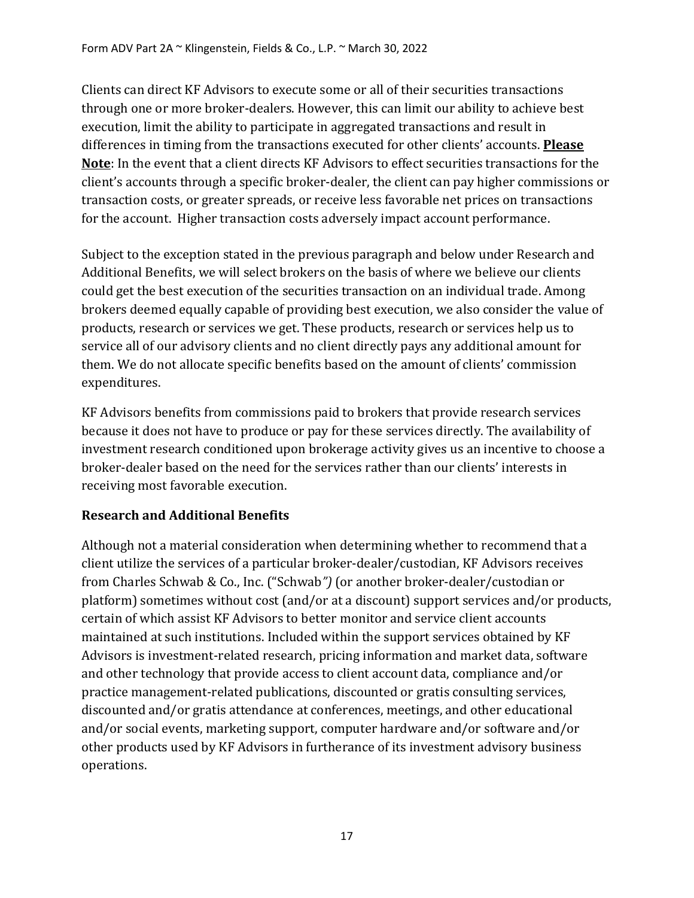Clients can direct KF Advisors to execute some or all of their securities transactions through one or more broker-dealers. However, this can limit our ability to achieve best execution, limit the ability to participate in aggregated transactions and result in differences in timing from the transactions executed for other clients' accounts. **<u>Please Note</u>**: In the event that a client directs KF Advisors to effect securities transactions for the client's accounts through a specific broker-dealer, the client can pay higher commissions or transaction costs, or greater spreads, or receive less favorable net prices on transactions for the account. Higher transaction costs adversely impact account performance.

Subject to the exception stated in the previous paragraph and below under Research and Additional Benefits, we will select brokers on the basis of where we believe our clients could get the best execution of the securities transaction on an individual trade. Among brokers deemed equally capable of providing best execution, we also consider the value of products, research or services we get. These products, research or services help us to service all of our advisory clients and no client directly pays any additional amount for them. We do not allocate specific benefits based on the amount of clients' commission expenditures.

KF Advisors benefits from commissions paid to brokers that provide research services because it does not have to produce or pay for these services directly. The availability of investment research conditioned upon brokerage activity gives us an incentive to choose a broker-dealer based on the need for the services rather than our clients' interests in receiving most favorable execution.

**Research and Additional Benefits**

Although not a material consideration when determining whether to recommend that a client utilize the services of a particular broker-dealer/custodian, KF Advisors receives from Charles Schwab & Co., Inc. ("Schwab*")* (or another broker-dealer/custodian or platform) sometimes without cost (and/or at a discount) support services and/or products, certain of which assist KF Advisors to better monitor and service client accounts maintained at such institutions. Included within the support services obtained by KF Advisors is investment-related research, pricing information and market data, software and other technology that provide access to client account data, compliance and/or practice management-related publications, discounted or gratis consulting services, discounted and/or gratis attendance at conferences, meetings, and other educational and/or social events, marketing support, computer hardware and/or software and/or other products used by KF Advisors in furtherance of its investment advisory business operations.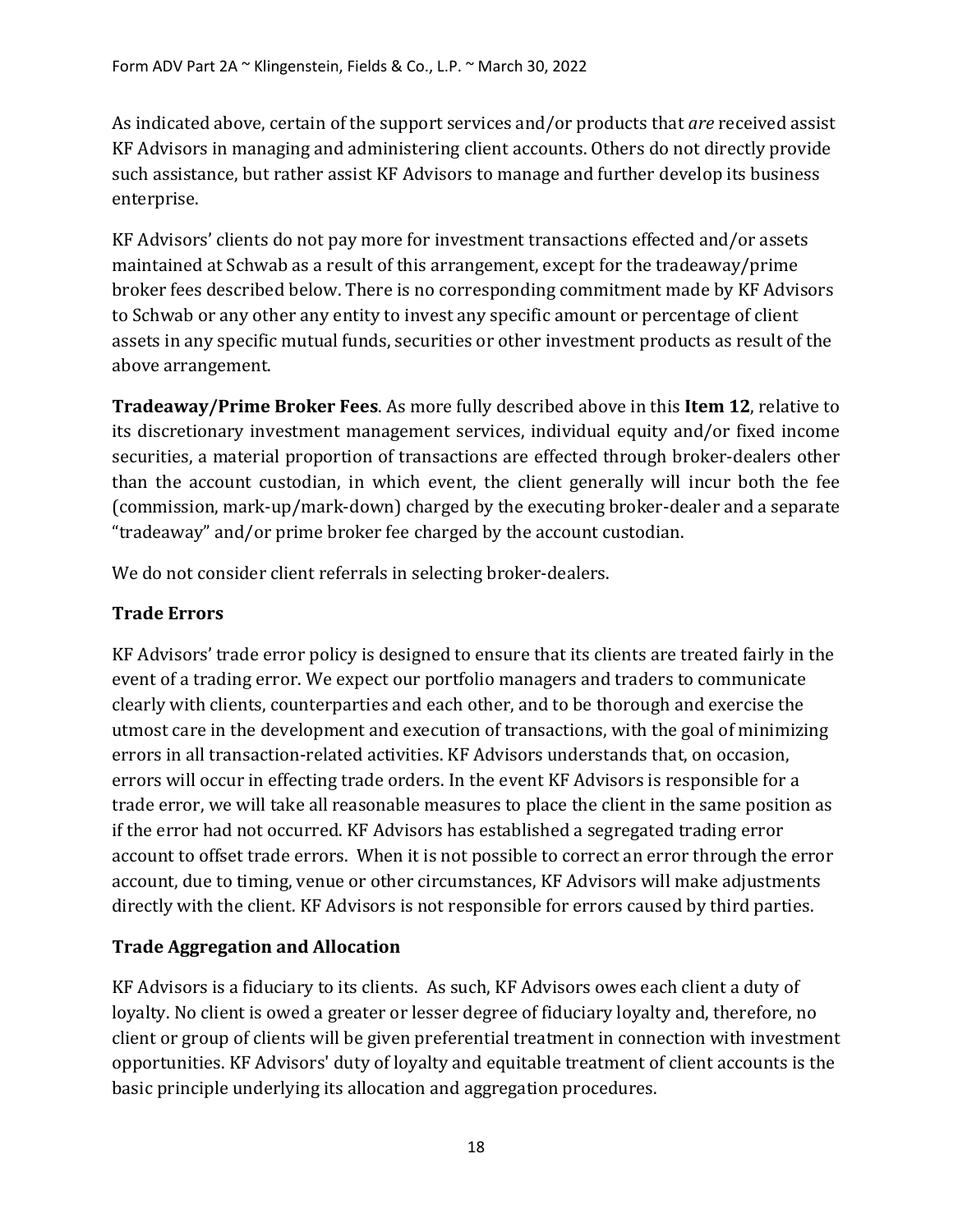As indicated above, certain of the support services and/or products that *are* received assist KF Advisors in managing and administering client accounts. Others do not directly provide such assistance, but rather assist KF Advisors to manage and further develop its business enterprise.

KF Advisors' clients do not pay more for investment transactions effected and/or assets maintained at Schwab as a result of this arrangement, except for the tradeaway/prime broker fees described below. There is no corresponding commitment made by KF Advisors to Schwab or any other any entity to invest any specific amount or percentage of client assets in any specific mutual funds, securities or other investment products as result of the above arrangement.

**Tradeaway/Prime Broker Fees**. As more fully described above in this **Item 12**, relative to its discretionary investment management services, individual equity and/or fixed income securities, a material proportion of transactions are effected through broker-dealers other than the account custodian, in which event, the client generally will incur both the fee (commission, mark-up/mark-down) charged by the executing broker-dealer and a separate "tradeaway" and/or prime broker fee charged by the account custodian.

We do not consider client referrals in selecting broker-dealers.

## Trade Errors

KF Advisors' trade error policy is designed to ensure that its clients are treated fairly in the event of a trading error. We expect our portfolio managers and traders to communicate clearly with clients, counterparties and each other, and to be thorough and exercise the utmost care in the development and execution of transactions, with the goal of minimizing errors in all transaction-related activities. KF Advisors understands that, on occasion, errors will occur in effecting trade orders. In the event KF Advisors is responsible for a trade error, we will take all reasonable measures to place the client in the same position as if the error had not occurred. KF Advisors has established a segregated trading error account to offset trade errors. When it is not possible to correct an error through the error account, due to timing, venue or other circumstances, KF Advisors will make adjustments directly with the client. KF Advisors is not responsible for errors caused by third parties.

## Trade Aggregation and Allocation

KF Advisors is a fiduciary to its clients. As such, KF Advisors owes each client a duty of loyalty. No client is owed a greater or lesser degree of fiduciary loyalty and, therefore, no client or group of clients will be given preferential treatment in connection with investment opportunities. KF Advisors' duty of loyalty and equitable treatment of client accounts is the basic principle underlying its allocation and aggregation procedures.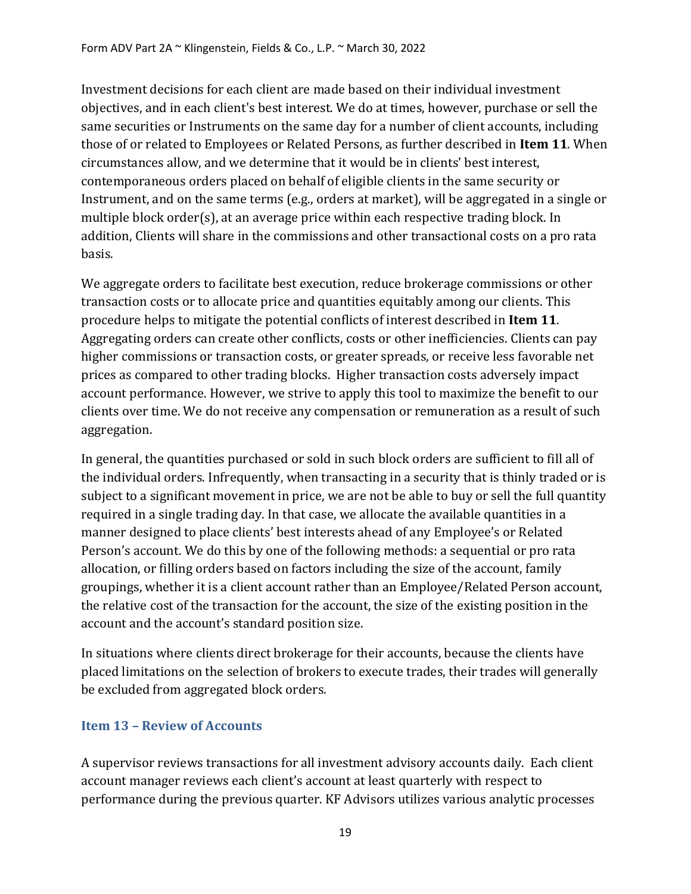Investment decisions for each client are made based on their individual investment objectives, and in each client's best interest. We do at times, however, purchase or sell the same securities or Instruments on the same day for a number of client accounts, including those of or related to Employees or Related Persons, as further described in **Item 11**. When circumstances allow, and we determine that it would be in clients' best interest, contemporaneous orders placed on behalf of eligible clients in the same security or Instrument, and on the same terms (e.g., orders at market), will be aggregated in a single or multiple block order(s), at an average price within each respective trading block. In addition, Clients will share in the commissions and other transactional costs on a pro rata basis.

We aggregate orders to facilitate best execution, reduce brokerage commissions or other transaction costs or to allocate price and quantities equitably among our clients. This procedure helps to mitigate the potential conflicts of interest described in **Item 11**. Aggregating orders can create other conflicts, costs or other inefficiencies. Clients can pay higher commissions or transaction costs, or greater spreads, or receive less favorable net prices as compared to other trading blocks. Higher transaction costs adversely impact account performance. However, we strive to apply this tool to maximize the benefit to our clients over time. We do not receive any compensation or remuneration as a result of such aggregation.

In general, the quantities purchased or sold in such block orders are sufficient to fill all of the individual orders. Infrequently, when transacting in a security that is thinly traded or is subject to a significant movement in price, we are not be able to buy or sell the full quantity required in a single trading day. In that case, we allocate the available quantities in a manner designed to place clients' best interests ahead of any Employee's or Related Person's account. We do this by one of the following methods: a sequential or pro rata allocation, or filling orders based on factors including the size of the account, family groupings, whether it is a client account rather than an Employee/Related Person account, the relative cost of the transaction for the account, the size of the existing position in the account and the account's standard position size.

In situations where clients direct brokerage for their accounts, because the clients have placed limitations on the selection of brokers to execute trades, their trades will generally be excluded from aggregated block orders.

## Item 13 – Review of Accounts

A supervisor reviews transactions for all investment advisory accounts daily. Each client account manager reviews each client's account at least quarterly with respect to performance during the previous quarter. KF Advisors utilizes various analytic processes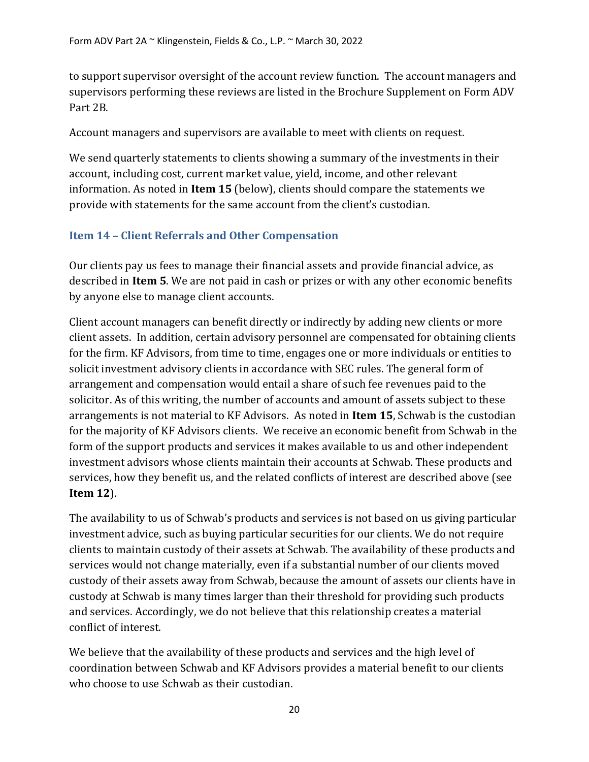to support supervisor oversight of the account review function. The account managers and supervisors performing these reviews are listed in the Brochure Supplement on Form ADV Part 2B.

Account managers and supervisors are available to meet with clients on request.

We send quarterly statements to clients showing a summary of the investments in their account, including cost, current market value, yield, income, and other relevant information. As noted in **Item 15** (below), clients should compare the statements we provide with statements for the same account from the client's custodian.

## Item 14 – Client Referrals and Other Compensation

Our clients pay us fees to manage their financial assets and provide financial advice, as described in **Item 5**. We are not paid in cash or prizes or with any other economic benefits by anyone else to manage client accounts.

Client account managers can benefit directly or indirectly by adding new clients or more client assets. In addition, certain advisory personnel are compensated for obtaining clients for the firm. KF Advisors, from time to time, engages one or more individuals or entities to solicit investment advisory clients in accordance with SEC rules. The general form of arrangement and compensation would entail a share of such fee revenues paid to the solicitor. As of this writing, the number of accounts and amount of assets subject to these arrangements is not material to KF Advisors. As noted in **Item 15**, Schwab is the custodian for the majority of KF Advisors clients. We receive an economic benefit from Schwab in the form of the support products and services it makes available to us and other independent investment advisors whose clients maintain their accounts at Schwab. These products and services, how they benefit us, and the related conflicts of interest are described above (see **Item 12**).

The availability to us of Schwab's products and services is not based on us giving particular investment advice, such as buying particular securities for our clients. We do not require clients to maintain custody of their assets at Schwab. The availability of these products and services would not change materially, even if a substantial number of our clients moved custody of their assets away from Schwab, because the amount of assets our clients have in custody at Schwab is many times larger than their threshold for providing such products and services. Accordingly, we do not believe that this relationship creates a material conflict of interest.

We believe that the availability of these products and services and the high level of coordination between Schwab and KF Advisors provides a material benefit to our clients who choose to use Schwab as their custodian.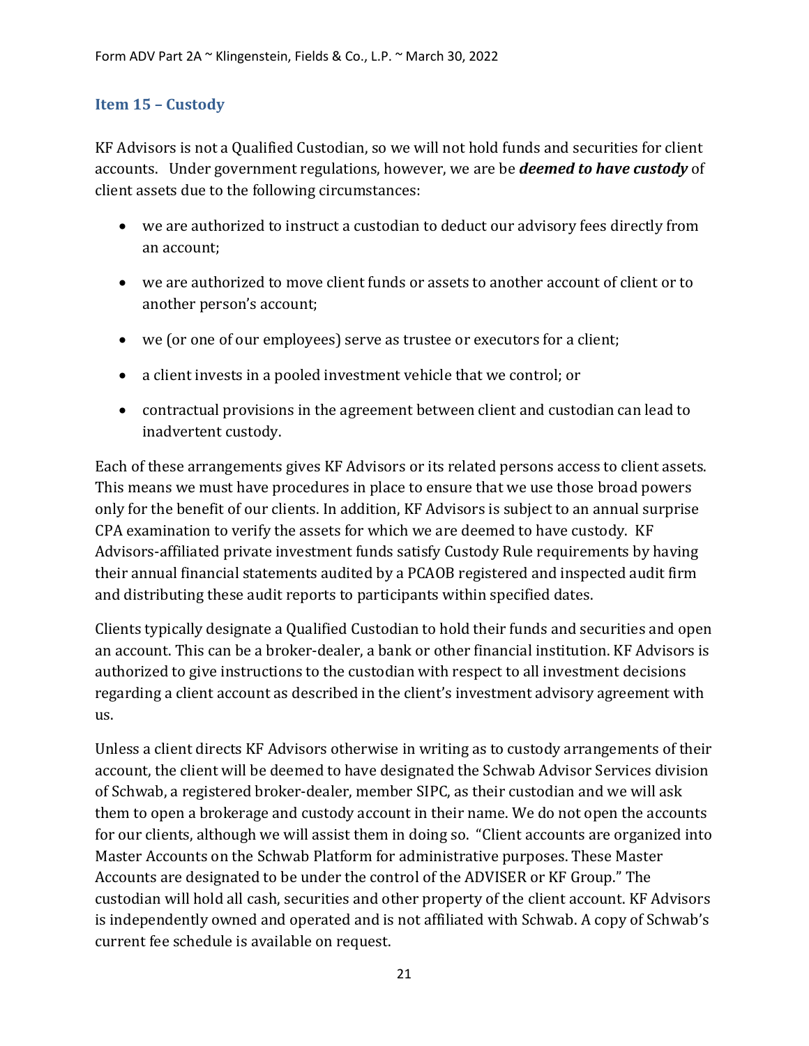## Item 15 – Custody

KF Advisors is not a Qualified Custodian, so we will not hold funds and securities for client accounts. Under government regulations, however, we are be ***deemed to have custody*** of client assets due to the following circumstances:

- we are authorized to instruct a custodian to deduct our advisory fees directly from an account;
- we are authorized to move client funds or assets to another account of client or to another person's account;
- we (or one of our employees) serve as trustee or executors for a client;
- a client invests in a pooled investment vehicle that we control; or
- contractual provisions in the agreement between client and custodian can lead to inadvertent custody.

Each of these arrangements gives KF Advisors or its related persons access to client assets. This means we must have procedures in place to ensure that we use those broad powers only for the benefit of our clients. In addition, KF Advisors is subject to an annual surprise CPA examination to verify the assets for which we are deemed to have custody. KF Advisors-affiliated private investment funds satisfy Custody Rule requirements by having their annual financial statements audited by a PCAOB registered and inspected audit firm and distributing these audit reports to participants within specified dates.

Clients typically designate a Qualified Custodian to hold their funds and securities and open an account. This can be a broker-dealer, a bank or other financial institution. KF Advisors is authorized to give instructions to the custodian with respect to all investment decisions regarding a client account as described in the client's investment advisory agreement with us.

Unless a client directs KF Advisors otherwise in writing as to custody arrangements of their account, the client will be deemed to have designated the Schwab Advisor Services division of Schwab, a registered broker-dealer, member SIPC, as their custodian and we will ask them to open a brokerage and custody account in their name. We do not open the accounts for our clients, although we will assist them in doing so. "Client accounts are organized into Master Accounts on the Schwab Platform for administrative purposes. These Master Accounts are designated to be under the control of the ADVISER or KF Group." The custodian will hold all cash, securities and other property of the client account. KF Advisors is independently owned and operated and is not affiliated with Schwab. A copy of Schwab's current fee schedule is available on request.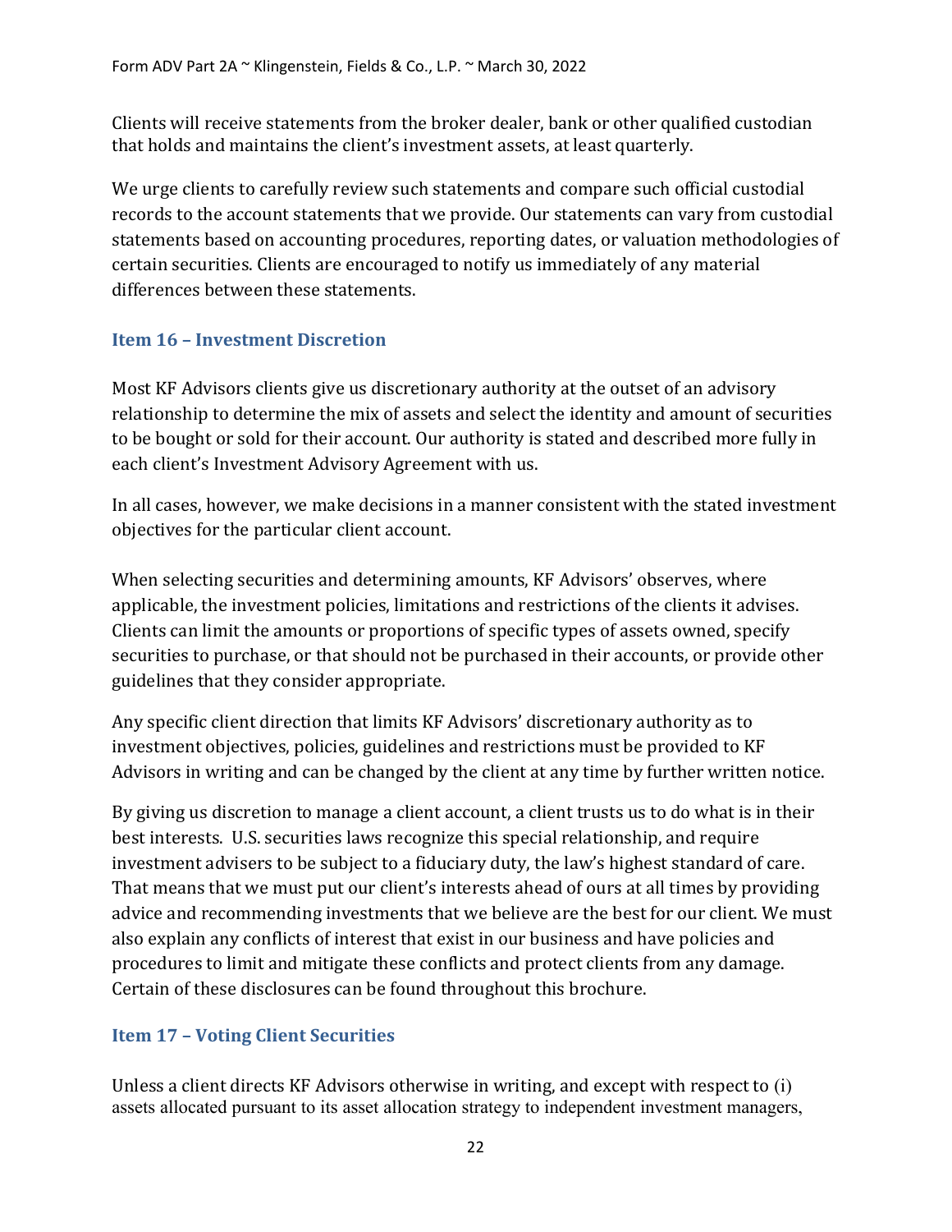Clients will receive statements from the broker dealer, bank or other qualified custodian that holds and maintains the client's investment assets, at least quarterly.

We urge clients to carefully review such statements and compare such official custodial records to the account statements that we provide. Our statements can vary from custodial statements based on accounting procedures, reporting dates, or valuation methodologies of certain securities. Clients are encouraged to notify us immediately of any material differences between these statements.

## Item 16 – Investment Discretion

Most KF Advisors clients give us discretionary authority at the outset of an advisory relationship to determine the mix of assets and select the identity and amount of securities to be bought or sold for their account. Our authority is stated and described more fully in each client's Investment Advisory Agreement with us.

In all cases, however, we make decisions in a manner consistent with the stated investment objectives for the particular client account.

When selecting securities and determining amounts, KF Advisors' observes, where applicable, the investment policies, limitations and restrictions of the clients it advises. Clients can limit the amounts or proportions of specific types of assets owned, specify securities to purchase, or that should not be purchased in their accounts, or provide other guidelines that they consider appropriate.

Any specific client direction that limits KF Advisors' discretionary authority as to investment objectives, policies, guidelines and restrictions must be provided to KF Advisors in writing and can be changed by the client at any time by further written notice.

By giving us discretion to manage a client account, a client trusts us to do what is in their best interests. U.S. securities laws recognize this special relationship, and require investment advisers to be subject to a fiduciary duty, the law's highest standard of care. That means that we must put our client's interests ahead of ours at all times by providing advice and recommending investments that we believe are the best for our client. We must also explain any conflicts of interest that exist in our business and have policies and procedures to limit and mitigate these conflicts and protect clients from any damage. Certain of these disclosures can be found throughout this brochure.

## Item 17 – Voting Client Securities

Unless a client directs KF Advisors otherwise in writing, and except with respect to (i) assets allocated pursuant to its asset allocation strategy to independent investment managers,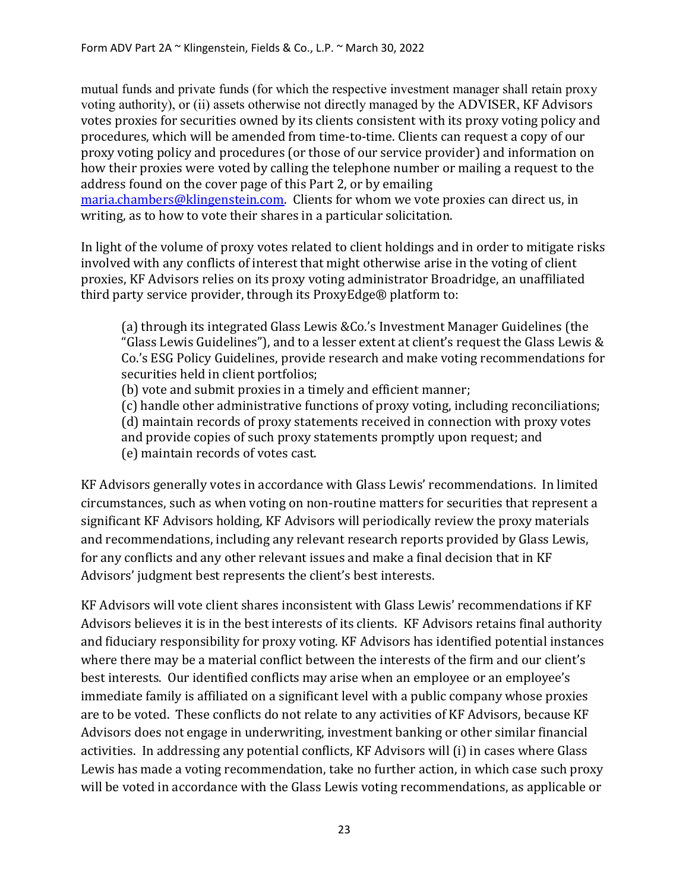mutual funds and private funds (for which the respective investment manager shall retain proxy voting authority), or (ii) assets otherwise not directly managed by the ADVISER, KF Advisors votes proxies for securities owned by its clients consistent with its proxy voting policy and procedures, which will be amended from time-to-time. Clients can request a copy of our proxy voting policy and procedures (or those of our service provider) and information on how their proxies were voted by calling the telephone number or mailing a request to the address found on the cover page of this Part 2, or by emailing maria.chambers@klingenstein.com. Clients for whom we vote proxies can direct us, in writing, as to how to vote their shares in a particular solicitation.

In light of the volume of proxy votes related to client holdings and in order to mitigate risks involved with any conflicts of interest that might otherwise arise in the voting of client proxies, KF Advisors relies on its proxy voting administrator Broadridge, an unaffiliated third party service provider, through its ProxyEdge® platform to:

(a) through its integrated Glass Lewis &Co.'s Investment Manager Guidelines (the "Glass Lewis Guidelines"), and to a lesser extent at client's request the Glass Lewis & Co.'s ESG Policy Guidelines, provide research and make voting recommendations for securities held in client portfolios;
(b) vote and submit proxies in a timely and efficient manner;
(c) handle other administrative functions of proxy voting, including reconciliations;
(d) maintain records of proxy statements received in connection with proxy votes and provide copies of such proxy statements promptly upon request; and
(e) maintain records of votes cast.

KF Advisors generally votes in accordance with Glass Lewis' recommendations. In limited circumstances, such as when voting on non-routine matters for securities that represent a significant KF Advisors holding, KF Advisors will periodically review the proxy materials and recommendations, including any relevant research reports provided by Glass Lewis, for any conflicts and any other relevant issues and make a final decision that in KF Advisors' judgment best represents the client's best interests.

KF Advisors will vote client shares inconsistent with Glass Lewis' recommendations if KF Advisors believes it is in the best interests of its clients. KF Advisors retains final authority and fiduciary responsibility for proxy voting. KF Advisors has identified potential instances where there may be a material conflict between the interests of the firm and our client's best interests. Our identified conflicts may arise when an employee or an employee's immediate family is affiliated on a significant level with a public company whose proxies are to be voted. These conflicts do not relate to any activities of KF Advisors, because KF Advisors does not engage in underwriting, investment banking or other similar financial activities. In addressing any potential conflicts, KF Advisors will (i) in cases where Glass Lewis has made a voting recommendation, take no further action, in which case such proxy will be voted in accordance with the Glass Lewis voting recommendations, as applicable or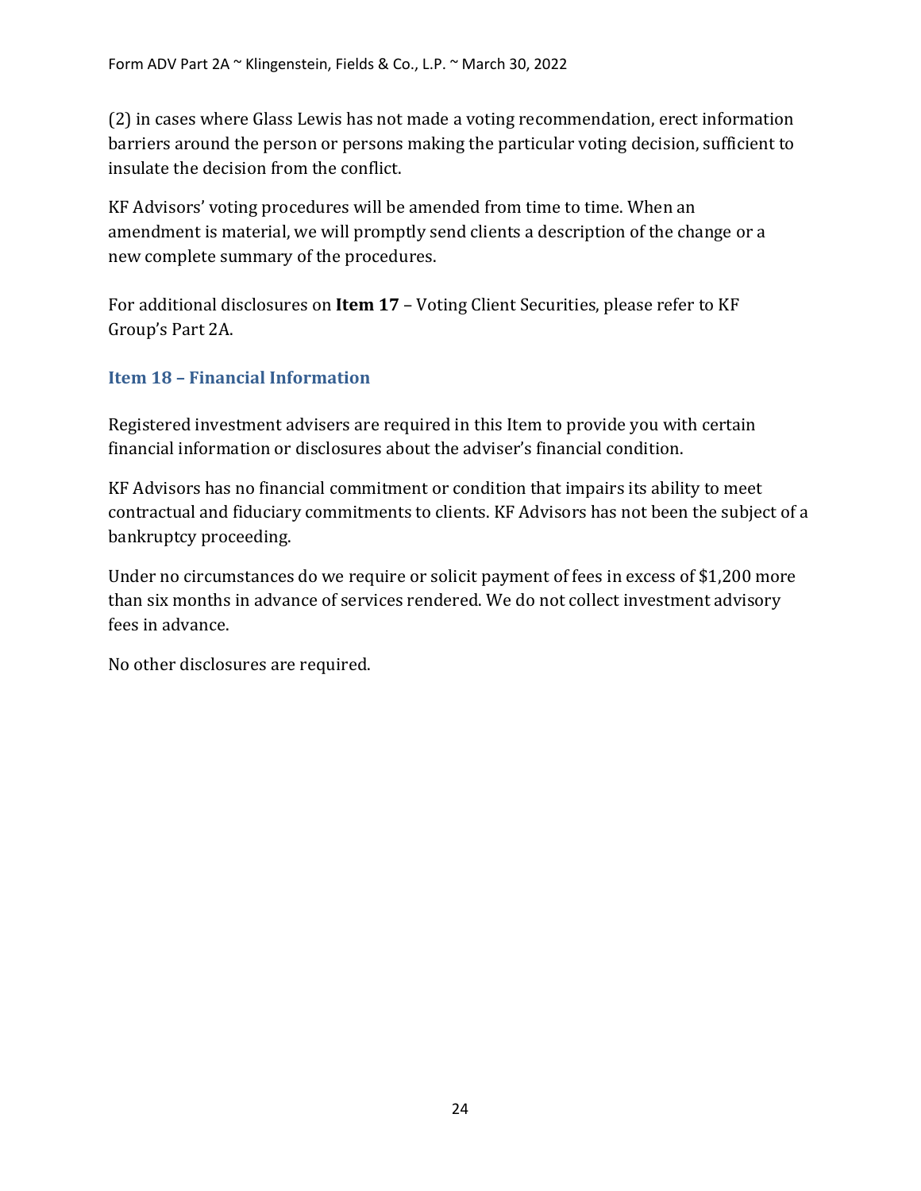(2) in cases where Glass Lewis has not made a voting recommendation, erect information barriers around the person or persons making the particular voting decision, sufficient to insulate the decision from the conflict.

KF Advisors' voting procedures will be amended from time to time. When an amendment is material, we will promptly send clients a description of the change or a new complete summary of the procedures.

For additional disclosures on **Item 17** – Voting Client Securities, please refer to KF Group's Part 2A.

## Item 18 – Financial Information

Registered investment advisers are required in this Item to provide you with certain financial information or disclosures about the adviser's financial condition.

KF Advisors has no financial commitment or condition that impairs its ability to meet contractual and fiduciary commitments to clients. KF Advisors has not been the subject of a bankruptcy proceeding.

Under no circumstances do we require or solicit payment of fees in excess of $1,200 more than six months in advance of services rendered. We do not collect investment advisory fees in advance.

No other disclosures are required.